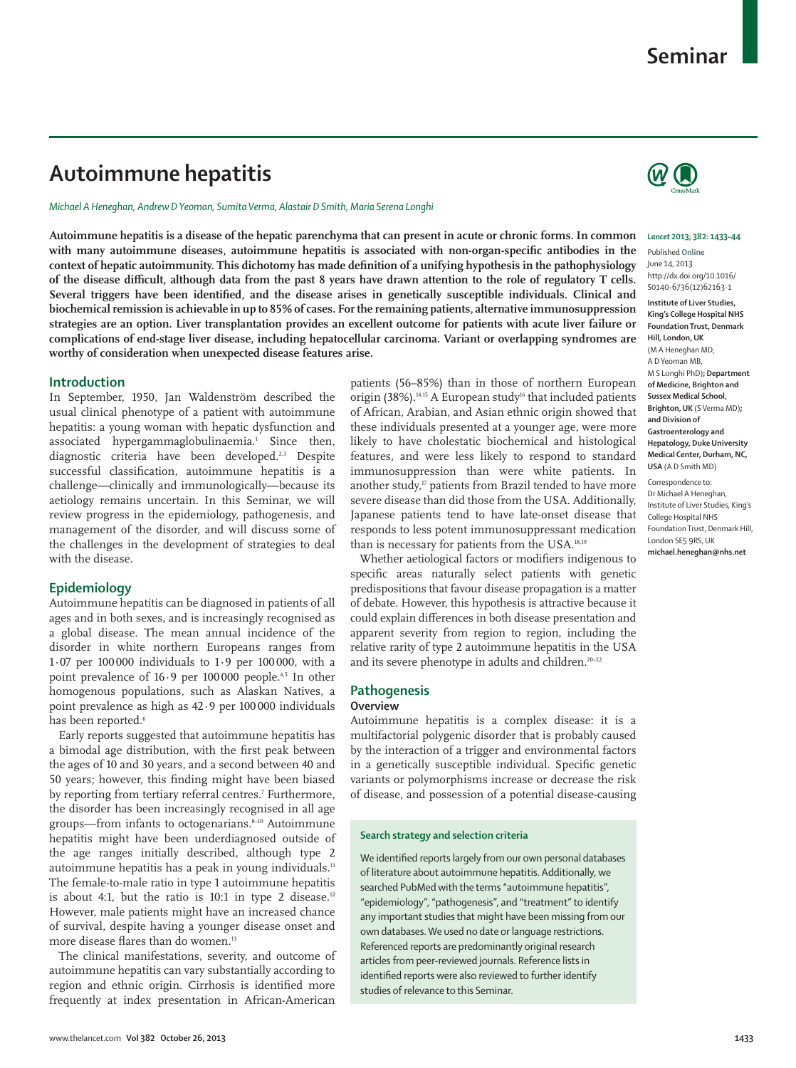# Autoimmune hepatitis

*Michael A Heneghan, Andrew D Yeoman, Sumita Verma, Alastair D Smith, Maria Serena Longhi*

**Autoimmune hepatitis is a disease of the hepatic parenchyma that can present in acute or chronic forms. In common with many autoimmune diseases, autoimmune hepatitis is associated with non-organ-specific antibodies in the context of hepatic autoimmunity. This dichotomy has made definition of a unifying hypothesis in the pathophysiology of the disease difficult, although data from the past 8 years have drawn attention to the role of regulatory T cells. Several triggers have been identified, and the disease arises in genetically susceptible individuals. Clinical and biochemical remission is achievable in up to 85% of cases. For the remaining patients, alternative immunosuppression strategies are an option. Liver transplantation provides an excellent outcome for patients with acute liver failure or complications of end-stage liver disease, including hepatocellular carcinoma. Variant or overlapping syndromes are worthy of consideration when unexpected disease features arise.**

*Lancet* 2013; 382: 1433–44

Published Online June 14, 2013 http://dx.doi.org/10.1016/S0140-6736(12)62163-1

**Institute of Liver Studies, King's College Hospital NHS Foundation Trust, Denmark Hill, London, UK** (M A Heneghan MD, A D Yeoman MB, M S Longhi PhD)**; Department of Medicine, Brighton and Sussex Medical School, Brighton, UK** (S Verma MD)**; and Division of Gastroenterology and Hepatology, Duke University Medical Center, Durham, NC, USA** (A D Smith MD)

Correspondence to: Dr Michael A Heneghan, Institute of Liver Studies, King's College Hospital NHS Foundation Trust, Denmark Hill, London SE5 9RS, UK **michael.heneghan@nhs.net**

## Introduction

In September, 1950, Jan Waldenström described the usual clinical phenotype of a patient with autoimmune hepatitis: a young woman with hepatic dysfunction and associated hypergammaglobulinaemia.[1] Since then, diagnostic criteria have been developed.[2,3] Despite successful classification, autoimmune hepatitis is a challenge—clinically and immunologically—because its aetiology remains uncertain. In this Seminar, we will review progress in the epidemiology, pathogenesis, and management of the disorder, and will discuss some of the challenges in the development of strategies to deal with the disease.

## Epidemiology

Autoimmune hepatitis can be diagnosed in patients of all ages and in both sexes, and is increasingly recognised as a global disease. The mean annual incidence of the disorder in white northern Europeans ranges from 1·07 per 100 000 individuals to 1·9 per 100 000, with a point prevalence of 16·9 per 100 000 people.[4,5] In other homogenous populations, such as Alaskan Natives, a point prevalence as high as 42·9 per 100 000 individuals has been reported.[6]

Early reports suggested that autoimmune hepatitis has a bimodal age distribution, with the first peak between the ages of 10 and 30 years, and a second between 40 and 50 years; however, this finding might have been biased by reporting from tertiary referral centres.[7] Furthermore, the disorder has been increasingly recognised in all age groups—from infants to octogenarians.[8–10] Autoimmune hepatitis might have been underdiagnosed outside of the age ranges initially described, although type 2 autoimmune hepatitis has a peak in young individuals.[11] The female-to-male ratio in type 1 autoimmune hepatitis is about 4:1, but the ratio is 10:1 in type 2 disease.[12] However, male patients might have an increased chance of survival, despite having a younger disease onset and more disease flares than do women.[13]

The clinical manifestations, severity, and outcome of autoimmune hepatitis can vary substantially according to region and ethnic origin. Cirrhosis is identified more frequently at index presentation in African-American patients (56–85%) than in those of northern European origin (38%).[14,15] A European study[16] that included patients of African, Arabian, and Asian ethnic origin showed that these individuals presented at a younger age, were more likely to have cholestatic biochemical and histological features, and were less likely to respond to standard immunosuppression than were white patients. In another study,[17] patients from Brazil tended to have more severe disease than did those from the USA. Additionally, Japanese patients tend to have late-onset disease that responds to less potent immunosuppressant medication than is necessary for patients from the USA.[18,19]

Whether aetiological factors or modifiers indigenous to specific areas naturally select patients with genetic predispositions that favour disease propagation is a matter of debate. However, this hypothesis is attractive because it could explain differences in both disease presentation and apparent severity from region to region, including the relative rarity of type 2 autoimmune hepatitis in the USA and its severe phenotype in adults and children.[20–22]

## Pathogenesis

### Overview

Autoimmune hepatitis is a complex disease: it is a multifactorial polygenic disorder that is probably caused by the interaction of a trigger and environmental factors in a genetically susceptible individual. Specific genetic variants or polymorphisms increase or decrease the risk of disease, and possession of a potential disease-causing

### Search strategy and selection criteria

We identified reports largely from our own personal databases of literature about autoimmune hepatitis. Additionally, we searched PubMed with the terms "autoimmune hepatitis", "epidemiology", "pathogenesis", and "treatment" to identify any important studies that might have been missing from our own databases. We used no date or language restrictions. Referenced reports are predominantly original research articles from peer-reviewed journals. Reference lists in identified reports were also reviewed to further identify studies of relevance to this Seminar.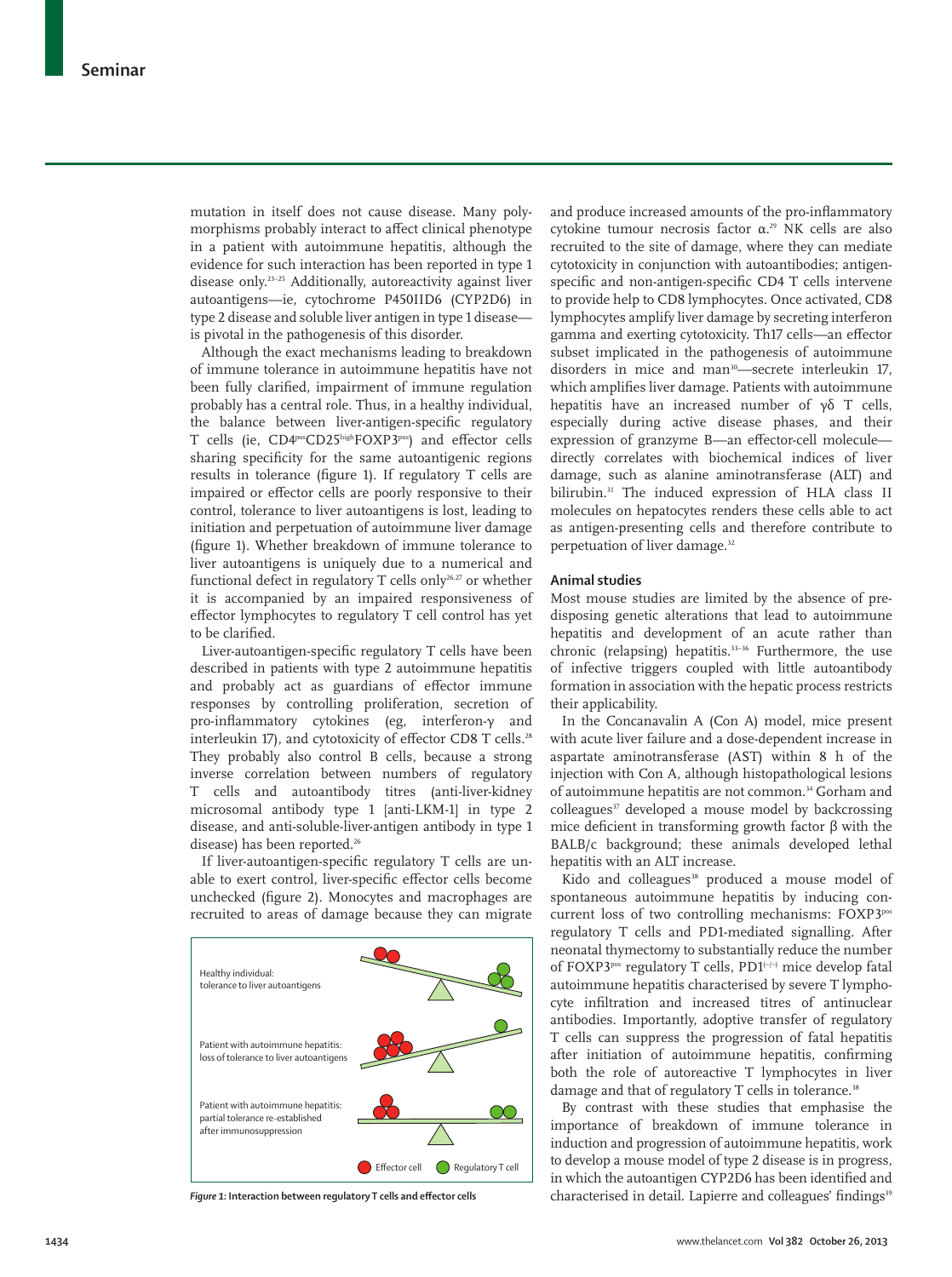mutation in itself does not cause disease. Many polymorphisms probably interact to affect clinical phenotype in a patient with autoimmune hepatitis, although the evidence for such interaction has been reported in type 1 disease only.[23–25] Additionally, autoreactivity against liver autoantigens—ie, cytochrome P450IID6 (CYP2D6) in type 2 disease and soluble liver antigen in type 1 disease—is pivotal in the pathogenesis of this disorder.

Although the exact mechanisms leading to breakdown of immune tolerance in autoimmune hepatitis have not been fully clarified, impairment of immune regulation probably has a central role. Thus, in a healthy individual, the balance between liver-antigen-specific regulatory T cells (ie, $CD4^{pos}CD25^{high}FOXP3^{pos}$) and effector cells sharing specificity for the same autoantigenic regions results in tolerance (figure 1). If regulatory T cells are impaired or effector cells are poorly responsive to their control, tolerance to liver autoantigens is lost, leading to initiation and perpetuation of autoimmune liver damage (figure 1). Whether breakdown of immune tolerance to liver autoantigens is uniquely due to a numerical and functional defect in regulatory T cells only[26,27] or whether it is accompanied by an impaired responsiveness of effector lymphocytes to regulatory T cell control has yet to be clarified.

Liver-autoantigen-specific regulatory T cells have been described in patients with type 2 autoimmune hepatitis and probably act as guardians of effector immune responses by controlling proliferation, secretion of pro-inflammatory cytokines (eg, interferon-γ and interleukin 17), and cytotoxicity of effector CD8 T cells.[28] They probably also control B cells, because a strong inverse correlation between numbers of regulatory T cells and autoantibody titres (anti-liver-kidney microsomal antibody type 1 [anti-LKM-1] in type 2 disease, and anti-soluble-liver-antigen antibody in type 1 disease) has been reported.[26]

If liver-autoantigen-specific regulatory T cells are unable to exert control, liver-specific effector cells become unchecked (figure 2). Monocytes and macrophages are recruited to areas of damage because they can migrate and produce increased amounts of the pro-inflammatory cytokine tumour necrosis factor α.[29] NK cells are also recruited to the site of damage, where they can mediate cytotoxicity in conjunction with autoantibodies; antigen-specific and non-antigen-specific CD4 T cells intervene to provide help to CD8 lymphocytes. Once activated, CD8 lymphocytes amplify liver damage by secreting interferon gamma and exerting cytotoxicity. Th17 cells—an effector subset implicated in the pathogenesis of autoimmune disorders in mice and man[30]—secrete interleukin 17, which amplifies liver damage. Patients with autoimmune hepatitis have an increased number of γδ T cells, especially during active disease phases, and their expression of granzyme B—an effector-cell molecule—directly correlates with biochemical indices of liver damage, such as alanine aminotransferase (ALT) and bilirubin.[31] The induced expression of HLA class II molecules on hepatocytes renders these cells able to act as antigen-presenting cells and therefore contribute to perpetuation of liver damage.[32]

Healthy individual: tolerance to liver autoantigens

Patient with autoimmune hepatitis: loss of tolerance to liver autoantigens

Patient with autoimmune hepatitis: partial tolerance re-established after immunosuppression

Effector cell | Regulatory T cell

*Figure 1:* **Interaction between regulatory T cells and effector cells**

## Animal studies

Most mouse studies are limited by the absence of predisposing genetic alterations that lead to autoimmune hepatitis and development of an acute rather than chronic (relapsing) hepatitis.[33–36] Furthermore, the use of infective triggers coupled with little autoantibody formation in association with the hepatic process restricts their applicability.

In the Concanavalin A (Con A) model, mice present with acute liver failure and a dose-dependent increase in aspartate aminotransferase (AST) within 8 h of the injection with Con A, although histopathological lesions of autoimmune hepatitis are not common.[34] Gorham and colleagues[37] developed a mouse model by backcrossing mice deficient in transforming growth factor β with the BALB/c background; these animals developed lethal hepatitis with an ALT increase.

Kido and colleagues[38] produced a mouse model of spontaneous autoimmune hepatitis by inducing concurrent loss of two controlling mechanisms: $FOXP3^{pos}$ regulatory T cells and PD1-mediated signalling. After neonatal thymectomy to substantially reduce the number of $FOXP3^{pos}$ regulatory T cells, $PD1^{(-/-)}$ mice develop fatal autoimmune hepatitis characterised by severe T lymphocyte infiltration and increased titres of antinuclear antibodies. Importantly, adoptive transfer of regulatory T cells can suppress the progression of fatal hepatitis after initiation of autoimmune hepatitis, confirming both the role of autoreactive T lymphocytes in liver damage and that of regulatory T cells in tolerance.[38]

By contrast with these studies that emphasise the importance of breakdown of immune tolerance in induction and progression of autoimmune hepatitis, work to develop a mouse model of type 2 disease is in progress, in which the autoantigen CYP2D6 has been identified and characterised in detail. Lapierre and colleagues' findings[39]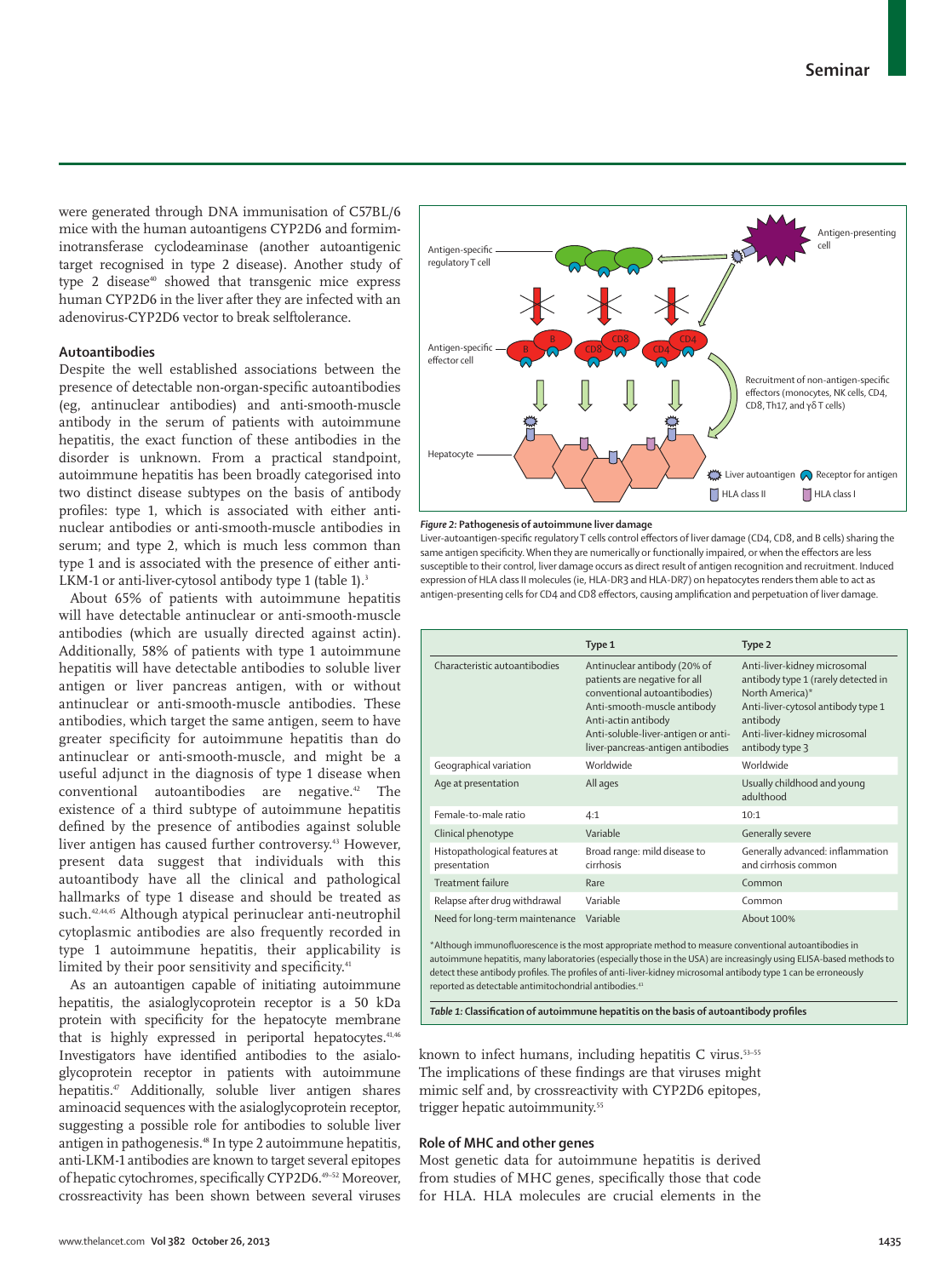were generated through DNA immunisation of C57BL/6 mice with the human autoantigens CYP2D6 and formiminotransferase cyclodeaminase (another autoantigenic target recognised in type 2 disease). Another study of type 2 disease[40] showed that transgenic mice express human CYP2D6 in the liver after they are infected with an adenovirus-CYP2D6 vector to break selftolerance.

### Autoantibodies

Despite the well established associations between the presence of detectable non-organ-specific autoantibodies (eg, antinuclear antibodies) and anti-smooth-muscle antibody in the serum of patients with autoimmune hepatitis, the exact function of these antibodies in the disorder is unknown. From a practical standpoint, autoimmune hepatitis has been broadly categorised into two distinct disease subtypes on the basis of antibody profiles: type 1, which is associated with either antinuclear antibodies or anti-smooth-muscle antibodies in serum; and type 2, which is much less common than type 1 and is associated with the presence of either anti-LKM-1 or anti-liver-cytosol antibody type 1 (table 1).[3]

About 65% of patients with autoimmune hepatitis will have detectable antinuclear or anti-smooth-muscle antibodies (which are usually directed against actin). Additionally, 58% of patients with type 1 autoimmune hepatitis will have detectable antibodies to soluble liver antigen or liver pancreas antigen, with or without antinuclear or anti-smooth-muscle antibodies. These antibodies, which target the same antigen, seem to have greater specificity for autoimmune hepatitis than do antinuclear or anti-smooth-muscle, and might be a useful adjunct in the diagnosis of type 1 disease when conventional autoantibodies are negative.[42] The existence of a third subtype of autoimmune hepatitis defined by the presence of antibodies against soluble liver antigen has caused further controversy.[43] However, present data suggest that individuals with this autoantibody have all the clinical and pathological hallmarks of type 1 disease and should be treated as such.[42,44,45] Although atypical perinuclear anti-neutrophil cytoplasmic antibodies are also frequently recorded in type 1 autoimmune hepatitis, their applicability is limited by their poor sensitivity and specificity.[41]

As an autoantigen capable of initiating autoimmune hepatitis, the asialoglycoprotein receptor is a 50 kDa protein with specificity for the hepatocyte membrane that is highly expressed in periportal hepatocytes.[41,46] Investigators have identified antibodies to the asialoglycoprotein receptor in patients with autoimmune hepatitis.[47] Additionally, soluble liver antigen shares aminoacid sequences with the asialoglycoprotein receptor, suggesting a possible role for antibodies to soluble liver antigen in pathogenesis.[48] In type 2 autoimmune hepatitis, anti-LKM-1 antibodies are known to target several epitopes of hepatic cytochromes, specifically CYP2D6.[49–52] Moreover, crossreactivity has been shown between several viruses known to infect humans, including hepatitis C virus.[53–55] The implications of these findings are that viruses might mimic self and, by crossreactivity with CYP2D6 epitopes, trigger hepatic autoimmunity.[55]

*Figure 2:* **Pathogenesis of autoimmune liver damage**
Liver-autoantigen-specific regulatory T cells control effectors of liver damage (CD4, CD8, and B cells) sharing the same antigen specificity. When they are numerically or functionally impaired, or when the effectors are less susceptible to their control, liver damage occurs as direct result of antigen recognition and recruitment. Induced expression of HLA class II molecules (ie, HLA-DR3 and HLA-DR7) on hepatocytes renders them able to act as antigen-presenting cells for CD4 and CD8 effectors, causing amplification and perpetuation of liver damage.

| | Type 1 | Type 2 |
|---|---|---|
| Characteristic autoantibodies | Antinuclear antibody (20% of patients are negative for all conventional autoantibodies) Anti-smooth-muscle antibody Anti-actin antibody Anti-soluble-liver-antigen or anti-liver-pancreas-antigen antibodies | Anti-liver-kidney microsomal antibody type 1 (rarely detected in North America)* Anti-liver-cytosol antibody type 1 antibody Anti-liver-kidney microsomal antibody type 3 |
| Geographical variation | Worldwide | Worldwide |
| Age at presentation | All ages | Usually childhood and young adulthood |
| Female-to-male ratio | 4:1 | 10:1 |
| Clinical phenotype | Variable | Generally severe |
| Histopathological features at presentation | Broad range: mild disease to cirrhosis | Generally advanced: inflammation and cirrhosis common |
| Treatment failure | Rare | Common |
| Relapse after drug withdrawal | Variable | Common |
| Need for long-term maintenance | Variable | About 100% |

*Although immunofluorescence is the most appropriate method to measure conventional autoantibodies in autoimmune hepatitis, many laboratories (especially those in the USA) are increasingly using ELISA-based methods to detect these antibody profiles. The profiles of anti-liver-kidney microsomal antibody type 1 can be erroneously reported as detectable antimitochondrial antibodies.[41]

*Table 1:* **Classification of autoimmune hepatitis on the basis of autoantibody profiles**

### Role of MHC and other genes

Most genetic data for autoimmune hepatitis is derived from studies of MHC genes, specifically those that code for HLA. HLA molecules are crucial elements in the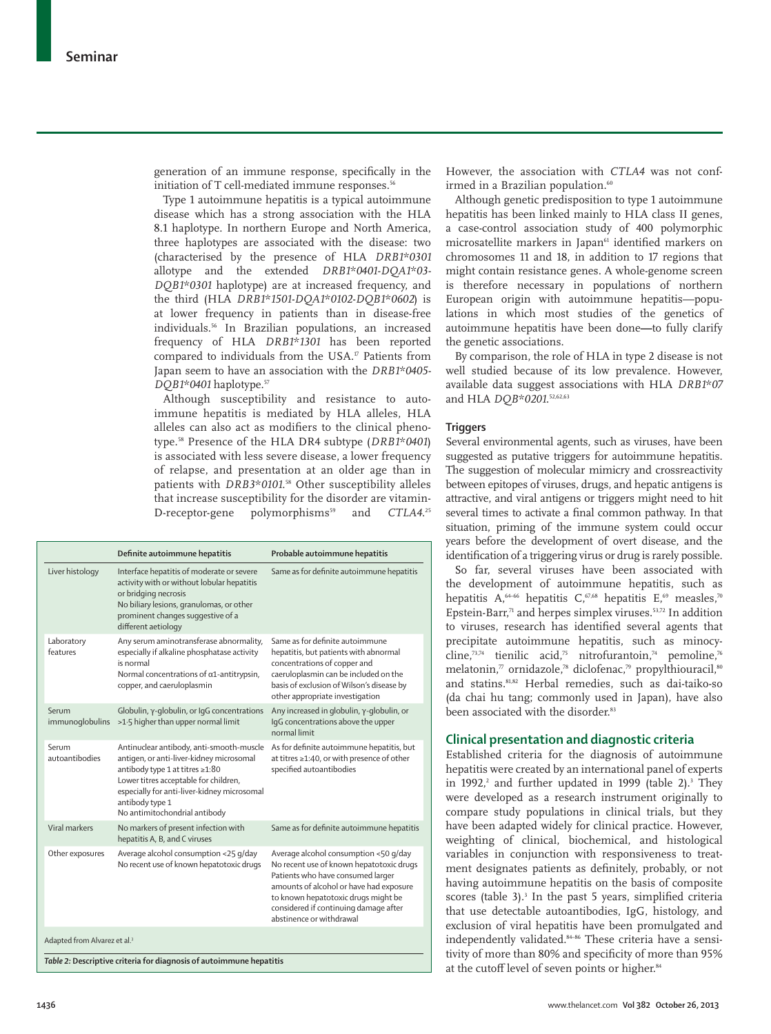generation of an immune response, specifically in the initiation of T cell-mediated immune responses.[56]

Type 1 autoimmune hepatitis is a typical autoimmune disease which has a strong association with the HLA 8.1 haplotype. In northern Europe and North America, three haplotypes are associated with the disease: two (characterised by the presence of HLA *DRB1\*0301* allotype and the extended *DRB1\*0401-DQA1\*03-DQB1\*0301* haplotype) are at increased frequency, and the third (HLA *DRB1\*1501-DQA1\*0102-DQB1\*0602*) is at lower frequency in patients than in disease-free individuals.[56] In Brazilian populations, an increased frequency of HLA *DRB1\*1301* has been reported compared to individuals from the USA.[17] Patients from Japan seem to have an association with the *DRB1\*0405-DQB1\*0401* haplotype.[57]

Although susceptibility and resistance to autoimmune hepatitis is mediated by HLA alleles, HLA alleles can also act as modifiers to the clinical phenotype.[58] Presence of the HLA DR4 subtype (*DRB1\*0401*) is associated with less severe disease, a lower frequency of relapse, and presentation at an older age than in patients with *DRB3\*0101*.[58] Other susceptibility alleles that increase susceptibility for the disorder are vitamin-D-receptor-gene polymorphisms[59] and *CTLA4*.[25] However, the association with *CTLA4* was not confirmed in a Brazilian population.[60]

|  | Definite autoimmune hepatitis | Probable autoimmune hepatitis |
|---|---|---|
| Liver histology | Interface hepatitis of moderate or severe activity with or without lobular hepatitis or bridging necrosis<br>No biliary lesions, granulomas, or other prominent changes suggestive of a different aetiology | Same as for definite autoimmune hepatitis |
| Laboratory features | Any serum aminotransferase abnormality, especially if alkaline phosphatase activity is normal<br>Normal concentrations of α1-antitrypsin, copper, and caeruloplasmin | Same as for definite autoimmune hepatitis, but patients with abnormal concentrations of copper and caeruloplasmin can be included on the basis of exclusion of Wilson's disease by other appropriate investigation |
| Serum immunoglobulins | Globulin, γ-globulin, or IgG concentrations >1·5 higher than upper normal limit | Any increased in globulin, γ-globulin, or IgG concentrations above the upper normal limit |
| Serum autoantibodies | Antinuclear antibody, anti-smooth-muscle antigen, or anti-liver-kidney microsomal antibody type 1 at titres ≥1:80<br>Lower titres acceptable for children, especially for anti-liver-kidney microsomal antibody type 1<br>No antimitochondrial antibody | As for definite autoimmune hepatitis, but at titres ≥1:40, or with presence of other specified autoantibodies |
| Viral markers | No markers of present infection with hepatitis A, B, and C viruses | Same as for definite autoimmune hepatitis |
| Other exposures | Average alcohol consumption <25 g/day<br>No recent use of known hepatotoxic drugs | Average alcohol consumption <50 g/day<br>No recent use of known hepatotoxic drugs<br>Patients who have consumed larger amounts of alcohol or have had exposure to known hepatotoxic drugs might be considered if continuing damage after abstinence or withdrawal |

Adapted from Alvarez et al.[3]

*Table 2:* **Descriptive criteria for diagnosis of autoimmune hepatitis**

Although genetic predisposition to type 1 autoimmune hepatitis has been linked mainly to HLA class II genes, a case-control association study of 400 polymorphic microsatellite markers in Japan[61] identified markers on chromosomes 11 and 18, in addition to 17 regions that might contain resistance genes. A whole-genome screen is therefore necessary in populations of northern European origin with autoimmune hepatitis—populations in which most studies of the genetics of autoimmune hepatitis have been done—to fully clarify the genetic associations.

By comparison, the role of HLA in type 2 disease is not well studied because of its low prevalence. However, available data suggest associations with HLA *DRB1\*07* and HLA *DQB\*0201*.[52,62,63]

### Triggers

Several environmental agents, such as viruses, have been suggested as putative triggers for autoimmune hepatitis. The suggestion of molecular mimicry and crossreactivity between epitopes of viruses, drugs, and hepatic antigens is attractive, and viral antigens or triggers might need to hit several times to activate a final common pathway. In that situation, priming of the immune system could occur years before the development of overt disease, and the identification of a triggering virus or drug is rarely possible.

So far, several viruses have been associated with the development of autoimmune hepatitis, such as hepatitis A,[64–66] hepatitis C,[67,68] hepatitis E,[69] measles,[70] Epstein-Barr,[71] and herpes simplex viruses.[53,72] In addition to viruses, research has identified several agents that precipitate autoimmune hepatitis, such as minocycline,[73,74] tienilic acid,[75] nitrofurantoin,[74] pemoline,[76] melatonin,[77] ornidazole,[78] diclofenac,[79] propylthiouracil,[80] and statins.[81,82] Herbal remedies, such as dai-taiko-so (da chai hu tang; commonly used in Japan), have also been associated with the disorder.[83]

## Clinical presentation and diagnostic criteria

Established criteria for the diagnosis of autoimmune hepatitis were created by an international panel of experts in 1992,[2] and further updated in 1999 (table 2).[3] They were developed as a research instrument originally to compare study populations in clinical trials, but they have been adapted widely for clinical practice. However, weighting of clinical, biochemical, and histological variables in conjunction with responsiveness to treatment designates patients as definitely, probably, or not having autoimmune hepatitis on the basis of composite scores (table 3).[3] In the past 5 years, simplified criteria that use detectable autoantibodies, IgG, histology, and exclusion of viral hepatitis have been promulgated and independently validated.[84–86] These criteria have a sensitivity of more than 80% and specificity of more than 95% at the cutoff level of seven points or higher.[84]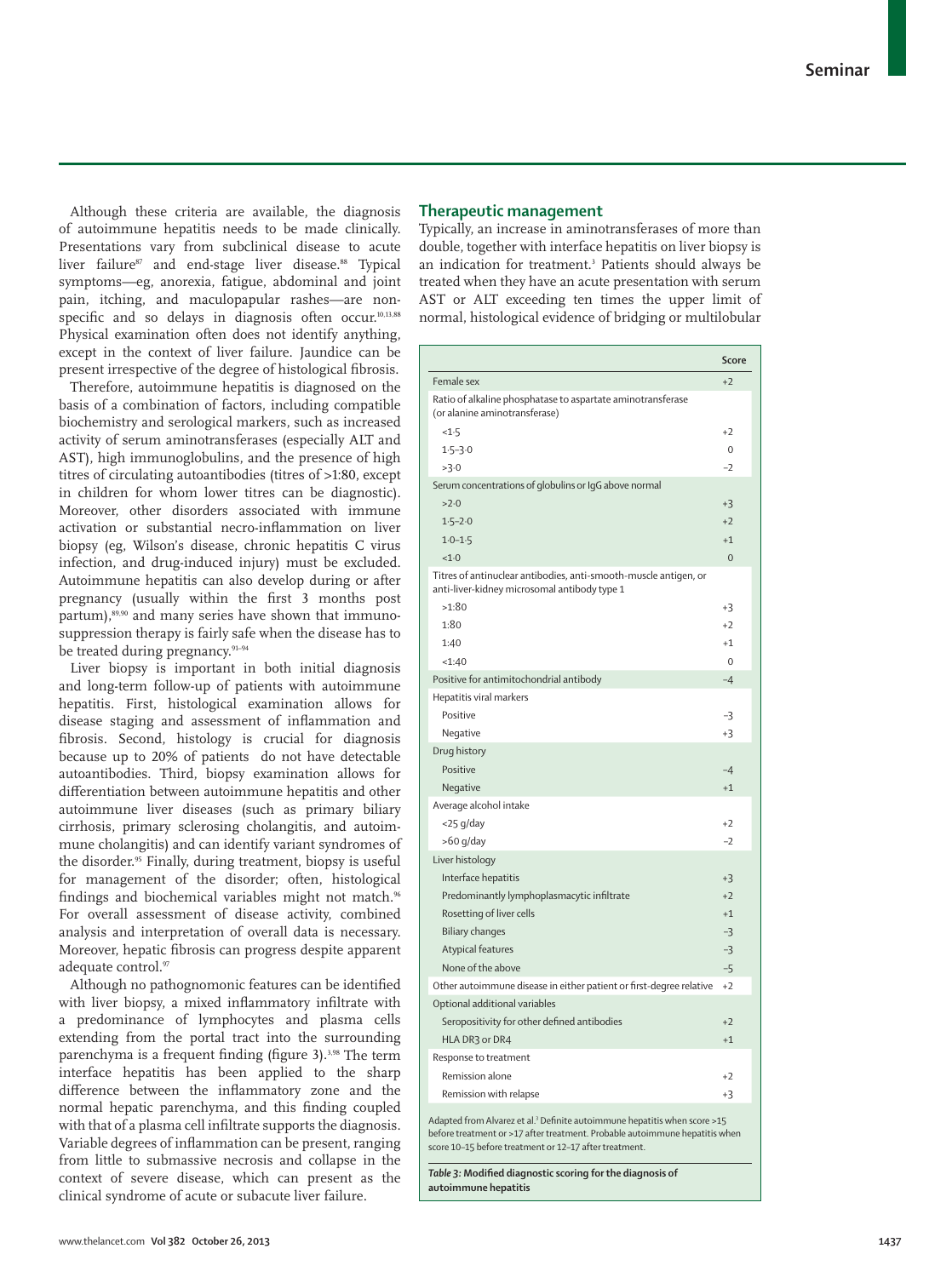Although these criteria are available, the diagnosis of autoimmune hepatitis needs to be made clinically. Presentations vary from subclinical disease to acute liver failure[87] and end-stage liver disease.[88] Typical symptoms—eg, anorexia, fatigue, abdominal and joint pain, itching, and maculopapular rashes—are non-specific and so delays in diagnosis often occur.[10,13,88] Physical examination often does not identify anything, except in the context of liver failure. Jaundice can be present irrespective of the degree of histological fibrosis.

Therefore, autoimmune hepatitis is diagnosed on the basis of a combination of factors, including compatible biochemistry and serological markers, such as increased activity of serum aminotransferases (especially ALT and AST), high immunoglobulins, and the presence of high titres of circulating autoantibodies (titres of >1:80, except in children for whom lower titres can be diagnostic). Moreover, other disorders associated with immune activation or substantial necro-inflammation on liver biopsy (eg, Wilson's disease, chronic hepatitis C virus infection, and drug-induced injury) must be excluded. Autoimmune hepatitis can also develop during or after pregnancy (usually within the first 3 months post partum),[89,90] and many series have shown that immunosuppression therapy is fairly safe when the disease has to be treated during pregnancy.[91–94]

Liver biopsy is important in both initial diagnosis and long-term follow-up of patients with autoimmune hepatitis. First, histological examination allows for disease staging and assessment of inflammation and fibrosis. Second, histology is crucial for diagnosis because up to 20% of patients do not have detectable autoantibodies. Third, biopsy examination allows for differentiation between autoimmune hepatitis and other autoimmune liver diseases (such as primary biliary cirrhosis, primary sclerosing cholangitis, and autoimmune cholangitis) and can identify variant syndromes of the disorder.[95] Finally, during treatment, biopsy is useful for management of the disorder; often, histological findings and biochemical variables might not match.[96] For overall assessment of disease activity, combined analysis and interpretation of overall data is necessary. Moreover, hepatic fibrosis can progress despite apparent adequate control.[97]

Although no pathognomonic features can be identified with liver biopsy, a mixed inflammatory infiltrate with a predominance of lymphocytes and plasma cells extending from the portal tract into the surrounding parenchyma is a frequent finding (figure 3).[3,98] The term interface hepatitis has been applied to the sharp difference between the inflammatory zone and the normal hepatic parenchyma, and this finding coupled with that of a plasma cell infiltrate supports the diagnosis. Variable degrees of inflammation can be present, ranging from little to submassive necrosis and collapse in the context of severe disease, which can present as the clinical syndrome of acute or subacute liver failure.

## Therapeutic management

Typically, an increase in aminotransferases of more than double, together with interface hepatitis on liver biopsy is an indication for treatment.[3] Patients should always be treated when they have an acute presentation with serum AST or ALT exceeding ten times the upper limit of normal, histological evidence of bridging or multilobular

| | Score |
|---|---|
| Female sex | +2 |
| Ratio of alkaline phosphatase to aspartate aminotransferase (or alanine aminotransferase) | |
| <1·5 | +2 |
| 1·5–3·0 | 0 |
| >3·0 | –2 |
| Serum concentrations of globulins or IgG above normal | |
| >2·0 | +3 |
| 1·5–2·0 | +2 |
| 1·0–1·5 | +1 |
| <1·0 | 0 |
| Titres of antinuclear antibodies, anti-smooth-muscle antigen, or anti-liver-kidney microsomal antibody type 1 | |
| >1:80 | +3 |
| 1:80 | +2 |
| 1:40 | +1 |
| <1:40 | 0 |
| Positive for antimitochondrial antibody | –4 |
| Hepatitis viral markers | |
| Positive | –3 |
| Negative | +3 |
| Drug history | |
| Positive | –4 |
| Negative | +1 |
| Average alcohol intake | |
| <25 g/day | +2 |
| >60 g/day | –2 |
| Liver histology | |
| Interface hepatitis | +3 |
| Predominantly lymphoplasmacytic infiltrate | +2 |
| Rosetting of liver cells | +1 |
| Biliary changes | –3 |
| Atypical features | –3 |
| None of the above | –5 |
| Other autoimmune disease in either patient or first-degree relative | +2 |
| Optional additional variables | |
| Seropositivity for other defined antibodies | +2 |
| HLA DR3 or DR4 | +1 |
| Response to treatment | |
| Remission alone | +2 |
| Remission with relapse | +3 |

Adapted from Alvarez et al.[3] Definite autoimmune hepatitis when score >15 before treatment or >17 after treatment. Probable autoimmune hepatitis when score 10–15 before treatment or 12–17 after treatment.

*Table 3:* **Modified diagnostic scoring for the diagnosis of autoimmune hepatitis**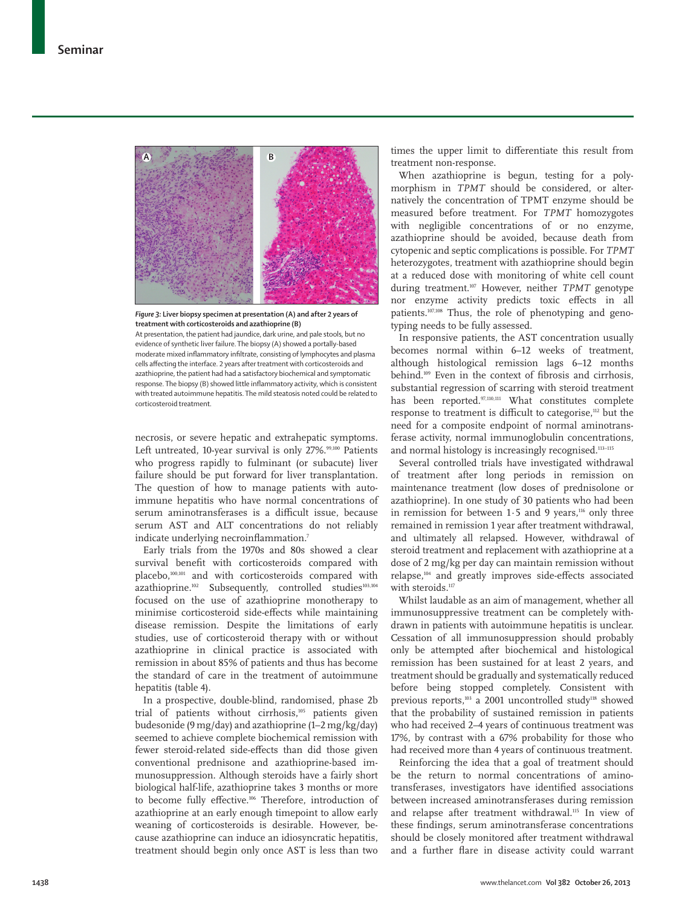Figure 3: **Liver biopsy specimen at presentation (A) and after 2 years of treatment with corticosteroids and azathioprine (B)**

At presentation, the patient had jaundice, dark urine, and pale stools, but no evidence of synthetic liver failure. The biopsy (A) showed a portally-based moderate mixed inflammatory infiltrate, consisting of lymphocytes and plasma cells affecting the interface. 2 years after treatment with corticosteroids and azathioprine, the patient had had a satisfactory biochemical and symptomatic response. The biopsy (B) showed little inflammatory activity, which is consistent with treated autoimmune hepatitis. The mild steatosis noted could be related to corticosteroid treatment.

necrosis, or severe hepatic and extrahepatic symptoms. Left untreated, 10-year survival is only 27%.[99,100] Patients who progress rapidly to fulminant (or subacute) liver failure should be put forward for liver transplantation. The question of how to manage patients with autoimmune hepatitis who have normal concentrations of serum aminotransferases is a difficult issue, because serum AST and ALT concentrations do not reliably indicate underlying necroinflammation.[7]

Early trials from the 1970s and 80s showed a clear survival benefit with corticosteroids compared with placebo,[100,101] and with corticosteroids compared with azathioprine.[102] Subsequently, controlled studies[103,104] focused on the use of azathioprine monotherapy to minimise corticosteroid side-effects while maintaining disease remission. Despite the limitations of early studies, use of corticosteroid therapy with or without azathioprine in clinical practice is associated with remission in about 85% of patients and thus has become the standard of care in the treatment of autoimmune hepatitis (table 4).

In a prospective, double-blind, randomised, phase 2b trial of patients without cirrhosis,[105] patients given budesonide (9 mg/day) and azathioprine (1–2 mg/kg/day) seemed to achieve complete biochemical remission with fewer steroid-related side-effects than did those given conventional prednisone and azathioprine-based immunosuppression. Although steroids have a fairly short biological half-life, azathioprine takes 3 months or more to become fully effective.[106] Therefore, introduction of azathioprine at an early enough timepoint to allow early weaning of corticosteroids is desirable. However, because azathioprine can induce an idiosyncratic hepatitis, treatment should begin only once AST is less than two times the upper limit to differentiate this result from treatment non-response.

When azathioprine is begun, testing for a polymorphism in *TPMT* should be considered, or alternatively the concentration of TPMT enzyme should be measured before treatment. For *TPMT* homozygotes with negligible concentrations of or no enzyme, azathioprine should be avoided, because death from cytopenic and septic complications is possible. For *TPMT* heterozygotes, treatment with azathioprine should begin at a reduced dose with monitoring of white cell count during treatment.[107] However, neither *TPMT* genotype nor enzyme activity predicts toxic effects in all patients.[107,108] Thus, the role of phenotyping and genotyping needs to be fully assessed.

In responsive patients, the AST concentration usually becomes normal within 6–12 weeks of treatment, although histological remission lags 6–12 months behind.[109] Even in the context of fibrosis and cirrhosis, substantial regression of scarring with steroid treatment has been reported.[97,110,111] What constitutes complete response to treatment is difficult to categorise,[112] but the need for a composite endpoint of normal aminotransferase activity, normal immunoglobulin concentrations, and normal histology is increasingly recognised.[113–115]

Several controlled trials have investigated withdrawal of treatment after long periods in remission on maintenance treatment (low doses of prednisolone or azathioprine). In one study of 30 patients who had been in remission for between 1·5 and 9 years,[116] only three remained in remission 1 year after treatment withdrawal, and ultimately all relapsed. However, withdrawal of steroid treatment and replacement with azathioprine at a dose of 2 mg/kg per day can maintain remission without relapse,[104] and greatly improves side-effects associated with steroids.[117]

Whilst laudable as an aim of management, whether all immunosuppressive treatment can be completely withdrawn in patients with autoimmune hepatitis is unclear. Cessation of all immunosuppression should probably only be attempted after biochemical and histological remission has been sustained for at least 2 years, and treatment should be gradually and systematically reduced before being stopped completely. Consistent with previous reports,[103] a 2001 uncontrolled study[118] showed that the probability of sustained remission in patients who had received 2–4 years of continuous treatment was 17%, by contrast with a 67% probability for those who had received more than 4 years of continuous treatment.

Reinforcing the idea that a goal of treatment should be the return to normal concentrations of aminotransferases, investigators have identified associations between increased aminotransferases during remission and relapse after treatment withdrawal.[115] In view of these findings, serum aminotransferase concentrations should be closely monitored after treatment withdrawal and a further flare in disease activity could warrant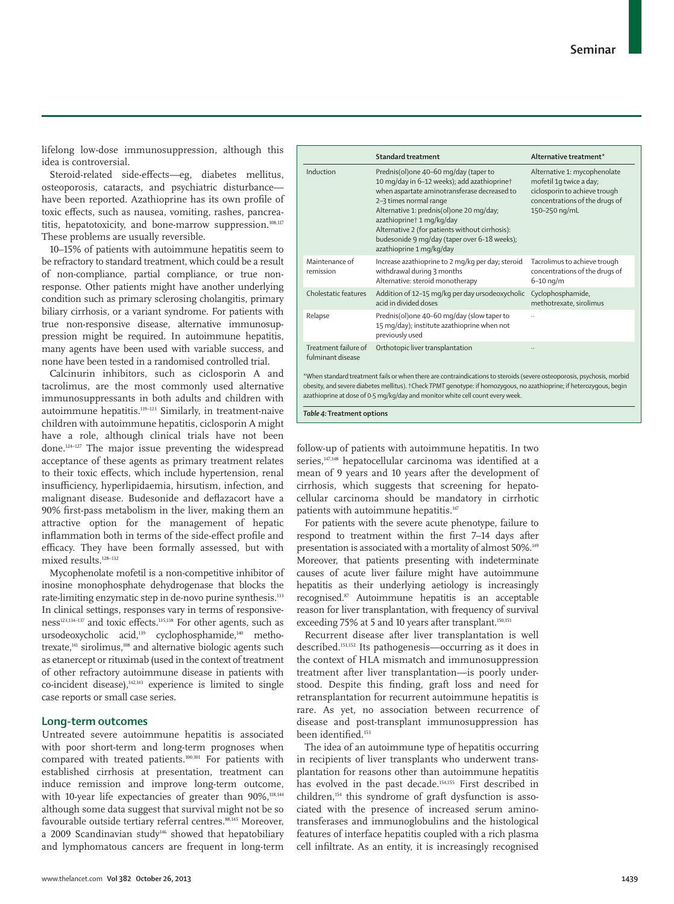lifelong low-dose immunosuppression, although this idea is controversial.

Steroid-related side-effects—eg, diabetes mellitus, osteoporosis, cataracts, and psychiatric disturbance—have been reported. Azathioprine has its own profile of toxic effects, such as nausea, vomiting, rashes, pancreatitis, hepatotoxicity, and bone-marrow suppression.[108,117] These problems are usually reversible.

10–15% of patients with autoimmune hepatitis seem to be refractory to standard treatment, which could be a result of non-compliance, partial compliance, or true non-response. Other patients might have another underlying condition such as primary sclerosing cholangitis, primary biliary cirrhosis, or a variant syndrome. For patients with true non-responsive disease, alternative immunosuppression might be required. In autoimmune hepatitis, many agents have been used with variable success, and none have been tested in a randomised controlled trial.

Calcinurin inhibitors, such as ciclosporin A and tacrolimus, are the most commonly used alternative immunosuppressants in both adults and children with autoimmune hepatitis.[119–123] Similarly, in treatment-naive children with autoimmune hepatitis, ciclosporin A might have a role, although clinical trials have not been done.[124–127] The major issue preventing the widespread acceptance of these agents as primary treatment relates to their toxic effects, which include hypertension, renal insufficiency, hyperlipidaemia, hirsutism, infection, and malignant disease. Budesonide and deflazacort have a 90% first-pass metabolism in the liver, making them an attractive option for the management of hepatic inflammation both in terms of the side-effect profile and efficacy. They have been formally assessed, but with mixed results.[128–132]

Mycophenolate mofetil is a non-competitive inhibitor of inosine monophosphate dehydrogenase that blocks the rate-limiting enzymatic step in de-novo purine synthesis.[133] In clinical settings, responses vary in terms of responsiveness[123,134–137] and toxic effects.[135,138] For other agents, such as ursodeoxycholic acid,[139] cyclophosphamide,[140] methotrexate,[141] sirolimus,[108] and alternative biologic agents such as etanercept or rituximab (used in the context of treatment of other refractory autoimmune disease in patients with co-incident disease),[142,143] experience is limited to single case reports or small case series.

| | Standard treatment | Alternative treatment* |
|---|---|---|
| Induction | Prednis(ol)one 40–60 mg/day (taper to 10 mg/day in 6–12 weeks); add azathioprine† when aspartate aminotransferase decreased to 2–3 times normal range<br>Alternative 1: prednis(ol)one 20 mg/day; azathioprine† 1 mg/kg/day<br>Alternative 2 (for patients without cirrhosis): budesonide 9 mg/day (taper over 6–18 weeks); azathioprine 1 mg/kg/day | Alternative 1: mycophenolate mofetil 1g twice a day; ciclosporin to achieve trough concentrations of the drugs of 150–250 ng/mL |
| Maintenance of remission | Increase azathioprine to 2 mg/kg per day; steroid withdrawal during 3 months<br>Alternative: steroid monotherapy | Tacrolimus to achieve trough concentrations of the drugs of 6–10 ng/m |
| Cholestatic features | Addition of 12–15 mg/kg per day ursodeoxycholic acid in divided doses | Cyclophosphamide, methotrexate, sirolimus |
| Relapse | Prednis(ol)one 40–60 mg/day (slow taper to 15 mg/day); institute azathioprine when not previously used | .. |
| Treatment failure of fulminant disease | Orthotopic liver transplantation | .. |

*When standard treatment fails or when there are contraindications to steroids (severe osteoporosis, psychosis, morbid obesity, and severe diabetes mellitus). †Check *TPMT* genotype: if homozygous, no azathioprine; if heterozygous, begin azathioprine at dose of 0·5 mg/kg/day and monitor white cell count every week.

*Table 4:* **Treatment options**

## Long-term outcomes

Untreated severe autoimmune hepatitis is associated with poor short-term and long-term prognoses when compared with treated patients.[100,101] For patients with established cirrhosis at presentation, treatment can induce remission and improve long-term outcome, with 10-year life expectancies of greater than 90%,[118,144] although some data suggest that survival might not be so favourable outside tertiary referral centres.[88,145] Moreover, a 2009 Scandinavian study[146] showed that hepatobiliary and lymphomatous cancers are frequent in long-term follow-up of patients with autoimmune hepatitis. In two series,[147,148] hepatocellular carcinoma was identified at a mean of 9 years and 10 years after the development of cirrhosis, which suggests that screening for hepatocellular carcinoma should be mandatory in cirrhotic patients with autoimmune hepatitis.[147]

For patients with the severe acute phenotype, failure to respond to treatment within the first 7–14 days after presentation is associated with a mortality of almost 50%.[149] Moreover, that patients presenting with indeterminate causes of acute liver failure might have autoimmune hepatitis as their underlying aetiology is increasingly recognised.[87] Autoimmune hepatitis is an acceptable reason for liver transplantation, with frequency of survival exceeding 75% at 5 and 10 years after transplant.[150,151]

Recurrent disease after liver transplantation is well described.[151,152] Its pathogenesis—occurring as it does in the context of HLA mismatch and immunosuppression treatment after liver transplantation—is poorly understood. Despite this finding, graft loss and need for retransplantation for recurrent autoimmune hepatitis is rare. As yet, no association between recurrence of disease and post-transplant immunosuppression has been identified.[153]

The idea of an autoimmune type of hepatitis occurring in recipients of liver transplants who underwent transplantation for reasons other than autoimmune hepatitis has evolved in the past decade.[154,155] First described in children,[154] this syndrome of graft dysfunction is associated with the presence of increased serum aminotransferases and immunoglobulins and the histological features of interface hepatitis coupled with a rich plasma cell infiltrate. As an entity, it is increasingly recognised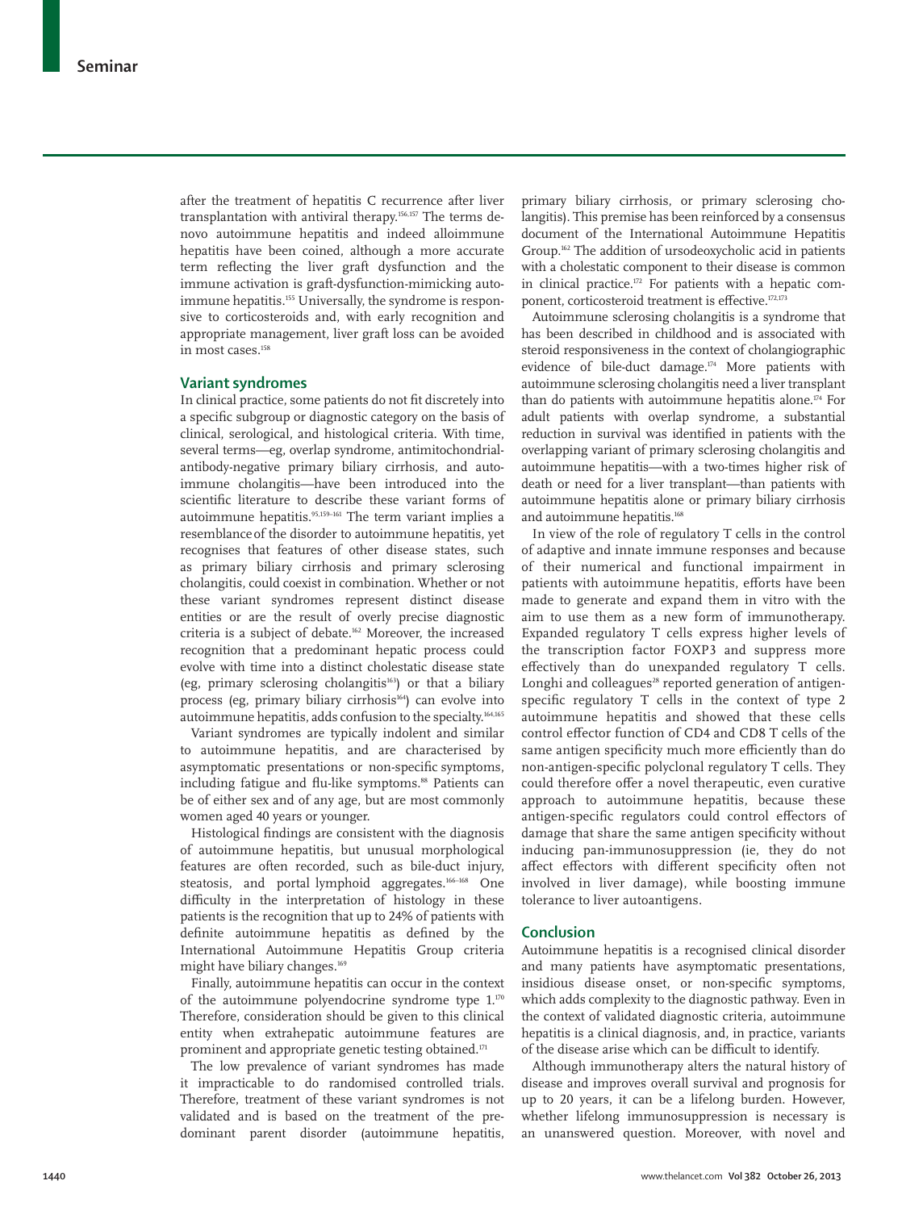after the treatment of hepatitis C recurrence after liver transplantation with antiviral therapy.[156,157] The terms de-novo autoimmune hepatitis and indeed alloimmune hepatitis have been coined, although a more accurate term reflecting the liver graft dysfunction and the immune activation is graft-dysfunction-mimicking autoimmune hepatitis.[155] Universally, the syndrome is responsive to corticosteroids and, with early recognition and appropriate management, liver graft loss can be avoided in most cases.[158]

## Variant syndromes

In clinical practice, some patients do not fit discretely into a specific subgroup or diagnostic category on the basis of clinical, serological, and histological criteria. With time, several terms—eg, overlap syndrome, antimitochondrial-antibody-negative primary biliary cirrhosis, and autoimmune cholangitis—have been introduced into the scientific literature to describe these variant forms of autoimmune hepatitis.[95,159–161] The term variant implies a resemblance of the disorder to autoimmune hepatitis, yet recognises that features of other disease states, such as primary biliary cirrhosis and primary sclerosing cholangitis, could coexist in combination. Whether or not these variant syndromes represent distinct disease entities or are the result of overly precise diagnostic criteria is a subject of debate.[162] Moreover, the increased recognition that a predominant hepatic process could evolve with time into a distinct cholestatic disease state (eg, primary sclerosing cholangitis[163]) or that a biliary process (eg, primary biliary cirrhosis[164]) can evolve into autoimmune hepatitis, adds confusion to the specialty.[164,165]

Variant syndromes are typically indolent and similar to autoimmune hepatitis, and are characterised by asymptomatic presentations or non-specific symptoms, including fatigue and flu-like symptoms.[88] Patients can be of either sex and of any age, but are most commonly women aged 40 years or younger.

Histological findings are consistent with the diagnosis of autoimmune hepatitis, but unusual morphological features are often recorded, such as bile-duct injury, steatosis, and portal lymphoid aggregates.[166–168] One difficulty in the interpretation of histology in these patients is the recognition that up to 24% of patients with definite autoimmune hepatitis as defined by the International Autoimmune Hepatitis Group criteria might have biliary changes.[169]

Finally, autoimmune hepatitis can occur in the context of the autoimmune polyendocrine syndrome type 1.[170] Therefore, consideration should be given to this clinical entity when extrahepatic autoimmune features are prominent and appropriate genetic testing obtained.[171]

The low prevalence of variant syndromes has made it impracticable to do randomised controlled trials. Therefore, treatment of these variant syndromes is not validated and is based on the treatment of the predominant parent disorder (autoimmune hepatitis, primary biliary cirrhosis, or primary sclerosing cholangitis). This premise has been reinforced by a consensus document of the International Autoimmune Hepatitis Group.[162] The addition of ursodeoxycholic acid in patients with a cholestatic component to their disease is common in clinical practice.[172] For patients with a hepatic component, corticosteroid treatment is effective.[172,173]

Autoimmune sclerosing cholangitis is a syndrome that has been described in childhood and is associated with steroid responsiveness in the context of cholangiographic evidence of bile-duct damage.[174] More patients with autoimmune sclerosing cholangitis need a liver transplant than do patients with autoimmune hepatitis alone.[174] For adult patients with overlap syndrome, a substantial reduction in survival was identified in patients with the overlapping variant of primary sclerosing cholangitis and autoimmune hepatitis—with a two-times higher risk of death or need for a liver transplant—than patients with autoimmune hepatitis alone or primary biliary cirrhosis and autoimmune hepatitis.[168]

In view of the role of regulatory T cells in the control of adaptive and innate immune responses and because of their numerical and functional impairment in patients with autoimmune hepatitis, efforts have been made to generate and expand them in vitro with the aim to use them as a new form of immunotherapy. Expanded regulatory T cells express higher levels of the transcription factor FOXP3 and suppress more effectively than do unexpanded regulatory T cells. Longhi and colleagues[28] reported generation of antigen-specific regulatory T cells in the context of type 2 autoimmune hepatitis and showed that these cells control effector function of CD4 and CD8 T cells of the same antigen specificity much more efficiently than do non-antigen-specific polyclonal regulatory T cells. They could therefore offer a novel therapeutic, even curative approach to autoimmune hepatitis, because these antigen-specific regulators could control effectors of damage that share the same antigen specificity without inducing pan-immunosuppression (ie, they do not affect effectors with different specificity often not involved in liver damage), while boosting immune tolerance to liver autoantigens.

## Conclusion

Autoimmune hepatitis is a recognised clinical disorder and many patients have asymptomatic presentations, insidious disease onset, or non-specific symptoms, which adds complexity to the diagnostic pathway. Even in the context of validated diagnostic criteria, autoimmune hepatitis is a clinical diagnosis, and, in practice, variants of the disease arise which can be difficult to identify.

Although immunotherapy alters the natural history of disease and improves overall survival and prognosis for up to 20 years, it can be a lifelong burden. However, whether lifelong immunosuppression is necessary is an unanswered question. Moreover, with novel and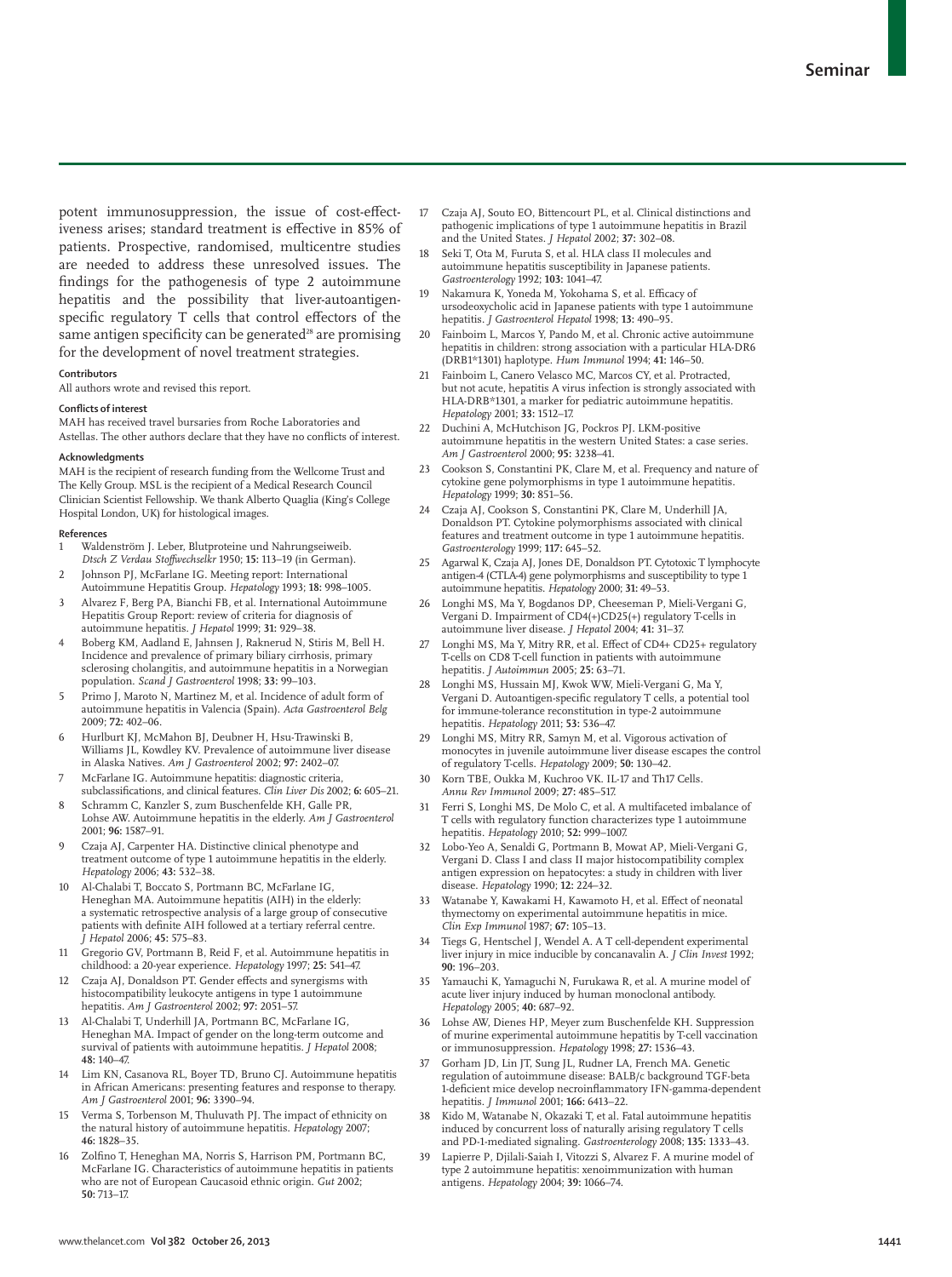potent immunosuppression, the issue of cost-effectiveness arises; standard treatment is effective in 85% of patients. Prospective, randomised, multicentre studies are needed to address these unresolved issues. The findings for the pathogenesis of type 2 autoimmune hepatitis and the possibility that liver-autoantigen-specific regulatory T cells that control effectors of the same antigen specificity can be generated[28] are promising for the development of novel treatment strategies.

#### Contributors

All authors wrote and revised this report.

#### Conflicts of interest

MAH has received travel bursaries from Roche Laboratories and Astellas. The other authors declare that they have no conflicts of interest.

#### Acknowledgments

MAH is the recipient of research funding from the Wellcome Trust and The Kelly Group. MSL is the recipient of a Medical Research Council Clinician Scientist Fellowship. We thank Alberto Quaglia (King's College Hospital London, UK) for histological images.

#### References

1. Waldenström J. Leber, Blutproteine und Nahrungseiweib. *Dtsch Z Verdau Stoffwechselkr* 1950; **15:** 113–19 (in German).
2. Johnson PJ, McFarlane IG. Meeting report: International Autoimmune Hepatitis Group. *Hepatology* 1993; **18:** 998–1005.
3. Alvarez F, Berg PA, Bianchi FB, et al. International Autoimmune Hepatitis Group Report: review of criteria for diagnosis of autoimmune hepatitis. *J Hepatol* 1999; **31:** 929–38.
4. Boberg KM, Aadland E, Jahnsen J, Raknerud N, Stiris M, Bell H. Incidence and prevalence of primary biliary cirrhosis, primary sclerosing cholangitis, and autoimmune hepatitis in a Norwegian population. *Scand J Gastroenterol* 1998; **33:** 99–103.
5. Primo J, Maroto N, Martinez M, et al. Incidence of adult form of autoimmune hepatitis in Valencia (Spain). *Acta Gastroenterol Belg* 2009; **72:** 402–06.
6. Hurlburt KJ, McMahon BJ, Deubner H, Hsu-Trawinski B, Williams JL, Kowdley KV. Prevalence of autoimmune liver disease in Alaska Natives. *Am J Gastroenterol* 2002; **97:** 2402–07.
7. McFarlane IG. Autoimmune hepatitis: diagnostic criteria, subclassifications, and clinical features. *Clin Liver Dis* 2002; **6:** 605–21.
8. Schramm C, Kanzler S, zum Buschenfelde KH, Galle PR, Lohse AW. Autoimmune hepatitis in the elderly. *Am J Gastroenterol* 2001; **96:** 1587–91.
9. Czaja AJ, Carpenter HA. Distinctive clinical phenotype and treatment outcome of type 1 autoimmune hepatitis in the elderly. *Hepatology* 2006; **43:** 532–38.
10. Al-Chalabi T, Boccato S, Portmann BC, McFarlane IG, Heneghan MA. Autoimmune hepatitis (AIH) in the elderly: a systematic retrospective analysis of a large group of consecutive patients with definite AIH followed at a tertiary referral centre. *J Hepatol* 2006; **45:** 575–83.
11. Gregorio GV, Portmann B, Reid F, et al. Autoimmune hepatitis in childhood: a 20-year experience. *Hepatology* 1997; **25:** 541–47.
12. Czaja AJ, Donaldson PT. Gender effects and synergisms with histocompatibility leukocyte antigens in type 1 autoimmune hepatitis. *Am J Gastroenterol* 2002; **97:** 2051–57.
13. Al-Chalabi T, Underhill JA, Portmann BC, McFarlane IG, Heneghan MA. Impact of gender on the long-term outcome and survival of patients with autoimmune hepatitis. *J Hepatol* 2008; **48:** 140–47.
14. Lim KN, Casanova RL, Boyer TD, Bruno CJ. Autoimmune hepatitis in African Americans: presenting features and response to therapy. *Am J Gastroenterol* 2001; **96:** 3390–94.
15. Verma S, Torbenson M, Thuluvath PJ. The impact of ethnicity on the natural history of autoimmune hepatitis. *Hepatology* 2007; **46:** 1828–35.
16. Zolfino T, Heneghan MA, Norris S, Harrison PM, Portmann BC, McFarlane IG. Characteristics of autoimmune hepatitis in patients who are not of European Caucasoid ethnic origin. *Gut* 2002; **50:** 713–17.
17. Czaja AJ, Souto EO, Bittencourt PL, et al. Clinical distinctions and pathogenic implications of type 1 autoimmune hepatitis in Brazil and the United States. *J Hepatol* 2002; **37:** 302–08.
18. Seki T, Ota M, Furuta S, et al. HLA class II molecules and autoimmune hepatitis susceptibility in Japanese patients. *Gastroenterology* 1992; **103:** 1041–47.
19. Nakamura K, Yoneda M, Yokohama S, et al. Efficacy of ursodeoxycholic acid in Japanese patients with type 1 autoimmune hepatitis. *J Gastroenterol Hepatol* 1998; **13:** 490–95.
20. Fainboim L, Marcos Y, Pando M, et al. Chronic active autoimmune hepatitis in children: strong association with a particular HLA-DR6 (DRB1*1301) haplotype. *Hum Immunol* 1994; **41:** 146–50.
21. Fainboim L, Canero Velasco MC, Marcos CY, et al. Protracted, but not acute, hepatitis A virus infection is strongly associated with HLA-DRB*1301, a marker for pediatric autoimmune hepatitis. *Hepatology* 2001; **33:** 1512–17.
22. Duchini A, McHutchison JG, Pockros PJ. LKM-positive autoimmune hepatitis in the western United States: a case series. *Am J Gastroenterol* 2000; **95:** 3238–41.
23. Cookson S, Constantini PK, Clare M, et al. Frequency and nature of cytokine gene polymorphisms in type 1 autoimmune hepatitis. *Hepatology* 1999; **30:** 851–56.
24. Czaja AJ, Cookson S, Constantini PK, Clare M, Underhill JA, Donaldson PT. Cytokine polymorphisms associated with clinical features and treatment outcome in type 1 autoimmune hepatitis. *Gastroenterology* 1999; **117:** 645–52.
25. Agarwal K, Czaja AJ, Jones DE, Donaldson PT. Cytotoxic T lymphocyte antigen-4 (CTLA-4) gene polymorphisms and susceptibility to type 1 autoimmune hepatitis. *Hepatology* 2000; **31:** 49–53.
26. Longhi MS, Ma Y, Bogdanos DP, Cheeseman P, Mieli-Vergani G, Vergani D. Impairment of CD4(+)CD25(+) regulatory T-cells in autoimmune liver disease. *J Hepatol* 2004; **41:** 31–37.
27. Longhi MS, Ma Y, Mitry RR, et al. Effect of CD4+ CD25+ regulatory T-cells on CD8 T-cell function in patients with autoimmune hepatitis. *J Autoimmun* 2005; **25:** 63–71.
28. Longhi MS, Hussain MJ, Kwok WW, Mieli-Vergani G, Ma Y, Vergani D. Autoantigen-specific regulatory T cells, a potential tool for immune-tolerance reconstitution in type-2 autoimmune hepatitis. *Hepatology* 2011; **53:** 536–47.
29. Longhi MS, Mitry RR, Samyn M, et al. Vigorous activation of monocytes in juvenile autoimmune liver disease escapes the control of regulatory T-cells. *Hepatology* 2009; **50:** 130–42.
30. Korn TBE, Oukka M, Kuchroo VK. IL-17 and Th17 Cells. *Annu Rev Immunol* 2009; **27:** 485–517.
31. Ferri S, Longhi MS, De Molo C, et al. A multifaceted imbalance of T cells with regulatory function characterizes type 1 autoimmune hepatitis. *Hepatology* 2010; **52:** 999–1007.
32. Lobo-Yeo A, Senaldi G, Portmann B, Mowat AP, Mieli-Vergani G, Vergani D. Class I and class II major histocompatibility complex antigen expression on hepatocytes: a study in children with liver disease. *Hepatology* 1990; **12:** 224–32.
33. Watanabe Y, Kawakami H, Kawamoto H, et al. Effect of neonatal thymectomy on experimental autoimmune hepatitis in mice. *Clin Exp Immunol* 1987; **67:** 105–13.
34. Tiegs G, Hentschel J, Wendel A. A T cell-dependent experimental liver injury in mice inducible by concanavalin A. *J Clin Invest* 1992; **90:** 196–203.
35. Yamauchi K, Yamaguchi N, Furukawa R, et al. A murine model of acute liver injury induced by human monoclonal antibody. *Hepatology* 2005; **40:** 687–92.
36. Lohse AW, Dienes HP, Meyer zum Buschenfelde KH. Suppression of murine experimental autoimmune hepatitis by T-cell vaccination or immunosuppression. *Hepatology* 1998; **27:** 1536–43.
37. Gorham JD, Lin JT, Sung JL, Rudner LA, French MA. Genetic regulation of autoimmune disease: BALB/c background TGF-beta 1-deficient mice develop necroinflammatory IFN-gamma-dependent hepatitis. *J Immunol* 2001; **166:** 6413–22.
38. Kido M, Watanabe N, Okazaki T, et al. Fatal autoimmune hepatitis induced by concurrent loss of naturally arising regulatory T cells and PD-1-mediated signaling. *Gastroenterology* 2008; **135:** 1333–43.
39. Lapierre P, Djilali-Saiah I, Vitozzi S, Alvarez F. A murine model of type 2 autoimmune hepatitis: xenoimmunization with human antigens. *Hepatology* 2004; **39:** 1066–74.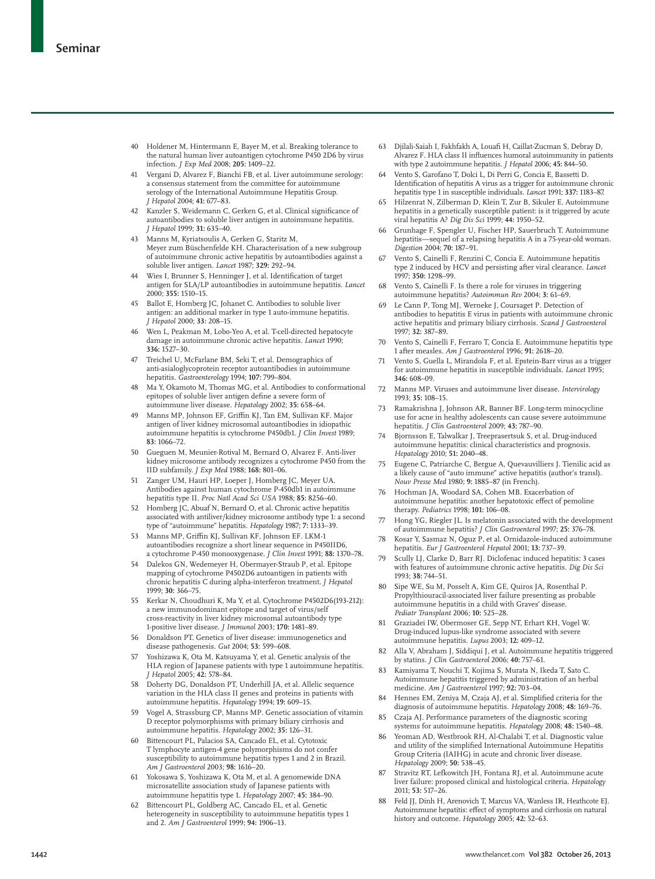40 Holdener M, Hintermann E, Bayer M, et al. Breaking tolerance to the natural human liver autoantigen cytochrome P450 2D6 by virus infection. *J Exp Med* 2008; **205:** 1409–22.

41 Vergani D, Alvarez F, Bianchi FB, et al. Liver autoimmune serology: a consensus statement from the committee for autoimmune serology of the International Autoimmune Hepatitis Group. *J Hepatol* 2004; **41:** 677–83.

42 Kanzler S, Weidemann C, Gerken G, et al. Clinical significance of autoantibodies to soluble liver antigen in autoimmune hepatitis. *J Hepatol* 1999; **31:** 635–40.

43 Manns M, Kyriatsoulis A, Gerken G, Staritz M, Meyer zum Büschenfelde KH. Characterisation of a new subgroup of autoimmune chronic active hepatitis by autoantibodies against a soluble liver antigen. *Lancet* 1987; **329:** 292–94.

44 Wies I, Brunner S, Henninger J, et al. Identification of target antigen for SLA/LP autoantibodies in autoimmune hepatitis. *Lancet* 2000; **355:** 1510–15.

45 Ballot E, Homberg JC, Johanet C. Antibodies to soluble liver antigen: an additional marker in type 1 auto-immune hepatitis. *J Hepatol* 2000; **33:** 208–15.

46 Wen L, Peakman M, Lobo-Yeo A, et al. T-cell-directed hepatocyte damage in autoimmune chronic active hepatitis. *Lancet* 1990; **336:** 1527–30.

47 Treichel U, McFarlane BM, Seki T, et al. Demographics of anti-asialoglycoprotein receptor autoantibodies in autoimmune hepatitis. *Gastroenterology* 1994; **107:** 799–804.

48 Ma Y, Okamoto M, Thomas MG, et al. Antibodies to conformational epitopes of soluble liver antigen define a severe form of autoimmune liver disease. *Hepatology* 2002; **35:** 658–64.

49 Manns MP, Johnson EF, Griffin KJ, Tan EM, Sullivan KF. Major antigen of liver kidney microsomal autoantibodies in idiopathic autoimmune hepatitis is cytochrome P450db1. *J Clin Invest* 1989; **83:** 1066–72.

50 Gueguen M, Meunier-Rotival M, Bernard O, Alvarez F. Anti-liver kidney microsome antibody recognizes a cytochrome P450 from the IID subfamily. *J Exp Med* 1988; **168:** 801–06.

51 Zanger UM, Hauri HP, Loeper J, Homberg JC, Meyer UA. Antibodies against human cytochrome P-450db1 in autoimmune hepatitis type II. *Proc Natl Acad Sci USA* 1988; **85:** 8256–60.

52 Homberg JC, Abuaf N, Bernard O, et al. Chronic active hepatitis associated with antiliver/kidney microsome antibody type 1: a second type of "autoimmune" hepatitis. *Hepatology* 1987; **7:** 1333–39.

53 Manns MP, Griffin KJ, Sullivan KF, Johnson EF. LKM-1 autoantibodies recognize a short linear sequence in P450IID6, a cytochrome P-450 monooxygenase. *J Clin Invest* 1991; **88:** 1370–78.

54 Dalekos GN, Wedemeyer H, Obermayer-Straub P, et al. Epitope mapping of cytochrome P4502D6 autoantigen in patients with chronic hepatitis C during alpha-interferon treatment. *J Hepatol* 1999; **30:** 366–75.

55 Kerkar N, Choudhuri K, Ma Y, et al. Cytochrome P4502D6(193-212): a new immunodominant epitope and target of virus/self cross-reactivity in liver kidney microsomal autoantibody type 1-positive liver disease. *J Immunol* 2003; **170:** 1481–89.

56 Donaldson PT. Genetics of liver disease: immunogenetics and disease pathogenesis. *Gut* 2004; **53:** 599–608.

57 Yoshizawa K, Ota M, Katsuyama Y, et al. Genetic analysis of the HLA region of Japanese patients with type 1 autoimmune hepatitis. *J Hepatol* 2005; **42:** 578–84.

58 Doherty DG, Donaldson PT, Underhill JA, et al. Allelic sequence variation in the HLA class II genes and proteins in patients with autoimmune hepatitis. *Hepatology* 1994; **19:** 609–15.

59 Vogel A, Strassburg CP, Manns MP. Genetic association of vitamin D receptor polymorphisms with primary biliary cirrhosis and autoimmune hepatitis. *Hepatology* 2002; **35:** 126–31.

60 Bittencourt PL, Palacios SA, Cancado EL, et al. Cytotoxic T lymphocyte antigen-4 gene polymorphisms do not confer susceptibility to autoimmune hepatitis types 1 and 2 in Brazil. *Am J Gastroenterol* 2003; **98:** 1616–20.

61 Yokosawa S, Yoshizawa K, Ota M, et al. A genomewide DNA microsatellite association study of Japanese patients with autoimmune hepatitis type 1. *Hepatology* 2007; **45:** 384–90.

62 Bittencourt PL, Goldberg AC, Cancado EL, et al. Genetic heterogeneity in susceptibility to autoimmune hepatitis types 1 and 2. *Am J Gastroenterol* 1999; **94:** 1906–13.

63 Djilali-Saiah I, Fakhfakh A, Louafi H, Caillat-Zucman S, Debray D, Alvarez F. HLA class II influences humoral autoimmunity in patients with type 2 autoimmune hepatitis. *J Hepatol* 2006; **45:** 844–50.

64 Vento S, Garofano T, Dolci L, Di Perri G, Concia E, Bassetti D. Identification of hepatitis A virus as a trigger for autoimmune chronic hepatitis type 1 in susceptible individuals. *Lancet* 1991; **337:** 1183–87.

65 Hilzenrat N, Zilberman D, Klein T, Zur B, Sikuler E. Autoimmune hepatitis in a genetically susceptible patient: is it triggered by acute viral hepatitis A? *Dig Dis Sci* 1999; **44:** 1950–52.

66 Grunhage F, Spengler U, Fischer HP, Sauerbruch T. Autoimmune hepatitis—sequel of a relapsing hepatitis A in a 75-year-old woman. *Digestion* 2004; **70:** 187–91.

67 Vento S, Cainelli F, Renzini C, Concia E. Autoimmune hepatitis type 2 induced by HCV and persisting after viral clearance. *Lancet* 1997; **350:** 1298–99.

68 Vento S, Cainelli F. Is there a role for viruses in triggering autoimmune hepatitis? *Autoimmun Rev* 2004; **3:** 61–69.

69 Le Cann P, Tong MJ, Werneke J, Coursaget P. Detection of antibodies to hepatitis E virus in patients with autoimmune chronic active hepatitis and primary biliary cirrhosis. *Scand J Gastroenterol* 1997; **32:** 387–89.

70 Vento S, Cainelli F, Ferraro T, Concia E. Autoimmune hepatitis type 1 after measles. *Am J Gastroenterol* 1996; **91:** 2618–20.

71 Vento S, Guella L, Mirandola F, et al. Epstein-Barr virus as a trigger for autoimmune hepatitis in susceptible individuals. *Lancet* 1995; **346:** 608–09.

72 Manns MP. Viruses and autoimmune liver disease. *Intervirology* 1993; **35:** 108–15.

73 Ramakrishna J, Johnson AR, Banner BF. Long-term minocycline use for acne in healthy adolescents can cause severe autoimmune hepatitis. *J Clin Gastroenterol* 2009; **43:** 787–90.

74 Bjornsson E, Talwalkar J, Treeprasertsuk S, et al. Drug-induced autoimmune hepatitis: clinical characteristics and prognosis. *Hepatology* 2010; **51:** 2040–48.

75 Eugene C, Patriarche C, Bergue A, Quevauvilliers J. Tienilic acid as a likely cause of "auto immune" active hepatitis (author's transl). *Nouv Presse Med* 1980; **9:** 1885–87 (in French).

76 Hochman JA, Woodard SA, Cohen MB. Exacerbation of autoimmune hepatitis: another hepatotoxic effect of pemoline therapy. *Pediatrics* 1998; **101:** 106–08.

77 Hong YG, Riegler JL. Is melatonin associated with the development of autoimmune hepatitis? *J Clin Gastroenterol* 1997; **25:** 376–78.

78 Kosar Y, Sasmaz N, Oguz P, et al. Ornidazole-induced autoimmune hepatitis. *Eur J Gastroenterol Hepatol* 2001; **13:** 737–39.

79 Scully LJ, Clarke D, Barr RJ. Diclofenac induced hepatitis: 3 cases with features of autoimmune chronic active hepatitis. *Dig Dis Sci* 1993; **38:** 744–51.

80 Sipe WE, Su M, Posselt A, Kim GE, Quiros JA, Rosenthal P. Propylthiouracil-associated liver failure presenting as probable autoimmune hepatitis in a child with Graves' disease. *Pediatr Transplant* 2006; **10:** 525–28.

81 Graziadei IW, Obermoser GE, Sepp NT, Erhart KH, Vogel W. Drug-induced lupus-like syndrome associated with severe autoimmune hepatitis. *Lupus* 2003; **12:** 409–12.

82 Alla V, Abraham J, Siddiqui J, et al. Autoimmune hepatitis triggered by statins. *J Clin Gastroenterol* 2006; **40:** 757–61.

83 Kamiyama T, Nouchi T, Kojima S, Murata N, Ikeda T, Sato C. Autoimmune hepatitis triggered by administration of an herbal medicine. *Am J Gastroenterol* 1997; **92:** 703–04.

84 Hennes EM, Zeniya M, Czaja AJ, et al. Simplified criteria for the diagnosis of autoimmune hepatitis. *Hepatology* 2008; **48:** 169–76.

85 Czaja AJ. Performance parameters of the diagnostic scoring systems for autoimmune hepatitis. *Hepatology* 2008; **48:** 1540–48.

86 Yeoman AD, Westbrook RH, Al-Chalabi T, et al. Diagnostic value and utility of the simplified International Autoimmune Hepatitis Group Criteria (IAIHG) in acute and chronic liver disease. *Hepatology* 2009; **50:** 538–45.

87 Stravitz RT, Lefkowitch JH, Fontana RJ, et al. Autoimmune acute liver failure: proposed clinical and histological criteria. *Hepatology* 2011; **53:** 517–26.

88 Feld JJ, Dinh H, Arenovich T, Marcus VA, Wanless IR, Heathcote EJ. Autoimmune hepatitis: effect of symptoms and cirrhosis on natural history and outcome. *Hepatology* 2005; **42:** 52–63.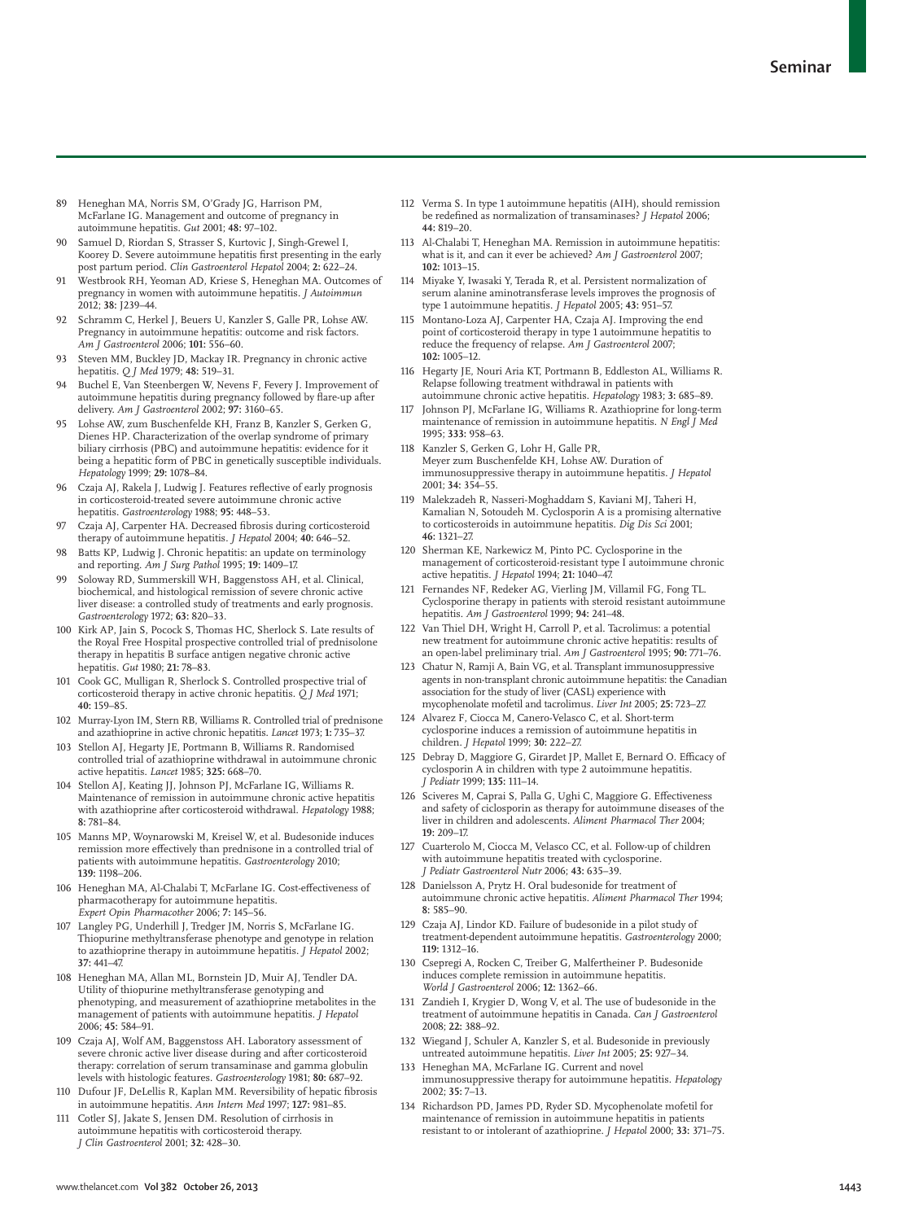89 Heneghan MA, Norris SM, O'Grady JG, Harrison PM, McFarlane IG. Management and outcome of pregnancy in autoimmune hepatitis. *Gut* 2001; **48:** 97–102.

90 Samuel D, Riordan S, Strasser S, Kurtovic J, Singh-Grewel I, Koorey D. Severe autoimmune hepatitis first presenting in the early post partum period. *Clin Gastroenterol Hepatol* 2004; **2:** 622–24.

91 Westbrook RH, Yeoman AD, Kriese S, Heneghan MA. Outcomes of pregnancy in women with autoimmune hepatitis. *J Autoimmun* 2012; **38:** J239–44.

92 Schramm C, Herkel J, Beuers U, Kanzler S, Galle PR, Lohse AW. Pregnancy in autoimmune hepatitis: outcome and risk factors. *Am J Gastroenterol* 2006; **101:** 556–60.

93 Steven MM, Buckley JD, Mackay IR. Pregnancy in chronic active hepatitis. *Q J Med* 1979; **48:** 519–31.

94 Buchel E, Van Steenbergen W, Nevens F, Fevery J. Improvement of autoimmune hepatitis during pregnancy followed by flare-up after delivery. *Am J Gastroenterol* 2002; **97:** 3160–65.

95 Lohse AW, zum Buschenfelde KH, Franz B, Kanzler S, Gerken G, Dienes HP. Characterization of the overlap syndrome of primary biliary cirrhosis (PBC) and autoimmune hepatitis: evidence for it being a hepatitic form of PBC in genetically susceptible individuals. *Hepatology* 1999; **29:** 1078–84.

96 Czaja AJ, Rakela J, Ludwig J. Features reflective of early prognosis in corticosteroid-treated severe autoimmune chronic active hepatitis. *Gastroenterology* 1988; **95:** 448–53.

97 Czaja AJ, Carpenter HA. Decreased fibrosis during corticosteroid therapy of autoimmune hepatitis. *J Hepatol* 2004; **40:** 646–52.

98 Batts KP, Ludwig J. Chronic hepatitis: an update on terminology and reporting. *Am J Surg Pathol* 1995; **19:** 1409–17.

99 Soloway RD, Summerskill WH, Baggenstoss AH, et al. Clinical, biochemical, and histological remission of severe chronic active liver disease: a controlled study of treatments and early prognosis. *Gastroenterology* 1972; **63:** 820–33.

100 Kirk AP, Jain S, Pocock S, Thomas HC, Sherlock S. Late results of the Royal Free Hospital prospective controlled trial of prednisolone therapy in hepatitis B surface antigen negative chronic active hepatitis. *Gut* 1980; **21:** 78–83.

101 Cook GC, Mulligan R, Sherlock S. Controlled prospective trial of corticosteroid therapy in active chronic hepatitis. *Q J Med* 1971; **40:** 159–85.

102 Murray-Lyon IM, Stern RB, Williams R. Controlled trial of prednisone and azathioprine in active chronic hepatitis. *Lancet* 1973; **1:** 735–37.

103 Stellon AJ, Hegarty JE, Portmann B, Williams R. Randomised controlled trial of azathioprine withdrawal in autoimmune chronic active hepatitis. *Lancet* 1985; **325:** 668–70.

104 Stellon AJ, Keating JJ, Johnson PJ, McFarlane IG, Williams R. Maintenance of remission in autoimmune chronic active hepatitis with azathioprine after corticosteroid withdrawal. *Hepatology* 1988; **8:** 781–84.

105 Manns MP, Woynarowski M, Kreisel W, et al. Budesonide induces remission more effectively than prednisone in a controlled trial of patients with autoimmune hepatitis. *Gastroenterology* 2010; **139:** 1198–206.

106 Heneghan MA, Al-Chalabi T, McFarlane IG. Cost-effectiveness of pharmacotherapy for autoimmune hepatitis. *Expert Opin Pharmacother* 2006; **7:** 145–56.

107 Langley PG, Underhill J, Tredger JM, Norris S, McFarlane IG. Thiopurine methyltransferase phenotype and genotype in relation to azathioprine therapy in autoimmune hepatitis. *J Hepatol* 2002; **37:** 441–47.

108 Heneghan MA, Allan ML, Bornstein JD, Muir AJ, Tendler DA. Utility of thiopurine methyltransferase genotyping and phenotyping, and measurement of azathioprine metabolites in the management of patients with autoimmune hepatitis. *J Hepatol* 2006; **45:** 584–91.

109 Czaja AJ, Wolf AM, Baggenstoss AH. Laboratory assessment of severe chronic active liver disease during and after corticosteroid therapy: correlation of serum transaminase and gamma globulin levels with histologic features. *Gastroenterology* 1981; **80:** 687–92.

110 Dufour JF, DeLellis R, Kaplan MM. Reversibility of hepatic fibrosis in autoimmune hepatitis. *Ann Intern Med* 1997; **127:** 981–85.

111 Cotler SJ, Jakate S, Jensen DM. Resolution of cirrhosis in autoimmune hepatitis with corticosteroid therapy. *J Clin Gastroenterol* 2001; **32:** 428–30.

112 Verma S. In type 1 autoimmune hepatitis (AIH), should remission be redefined as normalization of transaminases? *J Hepatol* 2006; **44:** 819–20.

113 Al-Chalabi T, Heneghan MA. Remission in autoimmune hepatitis: what is it, and can it ever be achieved? *Am J Gastroenterol* 2007; **102:** 1013–15.

114 Miyake Y, Iwasaki Y, Terada R, et al. Persistent normalization of serum alanine aminotransferase levels improves the prognosis of type 1 autoimmune hepatitis. *J Hepatol* 2005; **43:** 951–57.

115 Montano-Loza AJ, Carpenter HA, Czaja AJ. Improving the end point of corticosteroid therapy in type 1 autoimmune hepatitis to reduce the frequency of relapse. *Am J Gastroenterol* 2007; **102:** 1005–12.

116 Hegarty JE, Nouri Aria KT, Portmann B, Eddleston AL, Williams R. Relapse following treatment withdrawal in patients with autoimmune chronic active hepatitis. *Hepatology* 1983; **3:** 685–89.

117 Johnson PJ, McFarlane IG, Williams R. Azathioprine for long-term maintenance of remission in autoimmune hepatitis. *N Engl J Med* 1995; **333:** 958–63.

118 Kanzler S, Gerken G, Lohr H, Galle PR, Meyer zum Buschenfelde KH, Lohse AW. Duration of immunosuppressive therapy in autoimmune hepatitis. *J Hepatol* 2001; **34:** 354–55.

119 Malekzadeh R, Nasseri-Moghaddam S, Kaviani MJ, Taheri H, Kamalian N, Sotoudeh M. Cyclosporin A is a promising alternative to corticosteroids in autoimmune hepatitis. *Dig Dis Sci* 2001; **46:** 1321–27.

120 Sherman KE, Narkewicz M, Pinto PC. Cyclosporine in the management of corticosteroid-resistant type I autoimmune chronic active hepatitis. *J Hepatol* 1994; **21:** 1040–47.

121 Fernandes NF, Redeker AG, Vierling JM, Villamil FG, Fong TL. Cyclosporine therapy in patients with steroid resistant autoimmune hepatitis. *Am J Gastroenterol* 1999; **94:** 241–48.

122 Van Thiel DH, Wright H, Carroll P, et al. Tacrolimus: a potential new treatment for autoimmune chronic active hepatitis: results of an open-label preliminary trial. *Am J Gastroenterol* 1995; **90:** 771–76.

123 Chatur N, Ramji A, Bain VG, et al. Transplant immunosuppressive agents in non-transplant chronic autoimmune hepatitis: the Canadian association for the study of liver (CASL) experience with mycophenolate mofetil and tacrolimus. *Liver Int* 2005; **25:** 723–27.

124 Alvarez F, Ciocca M, Canero-Velasco C, et al. Short-term cyclosporine induces a remission of autoimmune hepatitis in children. *J Hepatol* 1999; **30:** 222–27.

125 Debray D, Maggiore G, Girardet JP, Mallet E, Bernard O. Efficacy of cyclosporin A in children with type 2 autoimmune hepatitis. *J Pediatr* 1999; **135:** 111–14.

126 Sciveres M, Caprai S, Palla G, Ughi C, Maggiore G. Effectiveness and safety of ciclosporin as therapy for autoimmune diseases of the liver in children and adolescents. *Aliment Pharmacol Ther* 2004; **19:** 209–17.

127 Cuarterolo M, Ciocca M, Velasco CC, et al. Follow-up of children with autoimmune hepatitis treated with cyclosporine. *J Pediatr Gastroenterol Nutr* 2006; **43:** 635–39.

128 Danielsson A, Prytz H. Oral budesonide for treatment of autoimmune chronic active hepatitis. *Aliment Pharmacol Ther* 1994; **8:** 585–90.

129 Czaja AJ, Lindor KD. Failure of budesonide in a pilot study of treatment-dependent autoimmune hepatitis. *Gastroenterology* 2000; **119:** 1312–16.

130 Csepregi A, Rocken C, Treiber G, Malfertheiner P. Budesonide induces complete remission in autoimmune hepatitis. *World J Gastroenterol* 2006; **12:** 1362–66.

131 Zandieh I, Krygier D, Wong V, et al. The use of budesonide in the treatment of autoimmune hepatitis in Canada. *Can J Gastroenterol* 2008; **22:** 388–92.

132 Wiegand J, Schuler A, Kanzler S, et al. Budesonide in previously untreated autoimmune hepatitis. *Liver Int* 2005; **25:** 927–34.

133 Heneghan MA, McFarlane IG. Current and novel immunosuppressive therapy for autoimmune hepatitis. *Hepatology* 2002; **35:** 7–13.

134 Richardson PD, James PD, Ryder SD. Mycophenolate mofetil for maintenance of remission in autoimmune hepatitis in patients resistant to or intolerant of azathioprine. *J Hepatol* 2000; **33:** 371–75.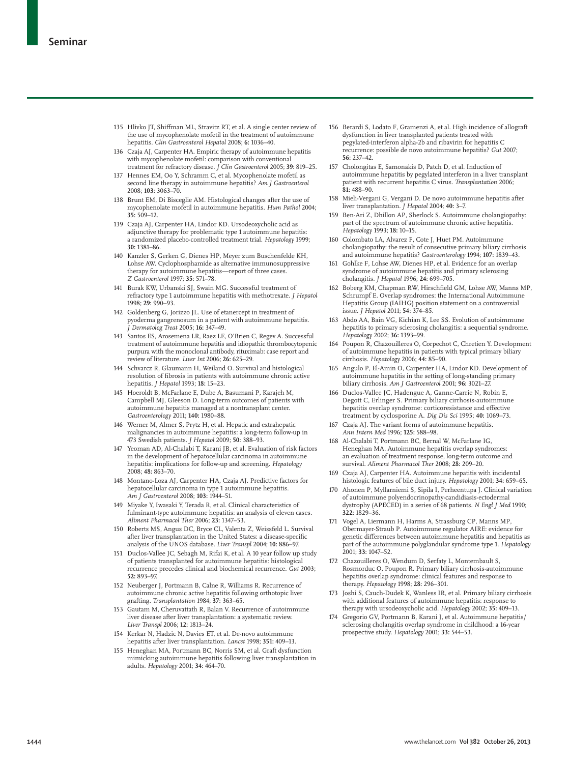135 Hlivko JT, Shiffman ML, Stravitz RT, et al. A single center review of the use of mycophenolate mofetil in the treatment of autoimmune hepatitis. *Clin Gastroenterol Hepatol* 2008; **6:** 1036–40.

136 Czaja AJ, Carpenter HA. Empiric therapy of autoimmune hepatitis with mycophenolate mofetil: comparison with conventional treatment for refractory disease. *J Clin Gastroenterol* 2005; **39:** 819–25.

137 Hennes EM, Oo Y, Schramm C, et al. Mycophenolate mofetil as second line therapy in autoimmune hepatitis? *Am J Gastroenterol* 2008; **103:** 3063–70.

138 Brunt EM, Di Bisceglie AM. Histological changes after the use of mycophenolate mofetil in autoimmune hepatitis. *Hum Pathol* 2004; **35:** 509–12.

139 Czaja AJ, Carpenter HA, Lindor KD. Ursodeoxycholic acid as adjunctive therapy for problematic type 1 autoimmune hepatitis: a randomized placebo-controlled treatment trial. *Hepatology* 1999; **30:** 1381–86.

140 Kanzler S, Gerken G, Dienes HP, Meyer zum Buschenfelde KH, Lohse AW. Cyclophosphamide as alternative immunosuppressive therapy for autoimmune hepatitis—report of three cases. *Z Gastroenterol* 1997; **35:** 571–78.

141 Burak KW, Urbanski SJ, Swain MG. Successful treatment of refractory type 1 autoimmune hepatitis with methotrexate. *J Hepatol* 1998; **29:** 990–93.

142 Goldenberg G, Jorizzo JL. Use of etanercept in treatment of pyoderma gangrenosum in a patient with autoimmune hepatitis. *J Dermatolog Treat* 2005; **16:** 347–49.

143 Santos ES, Arosemena LR, Raez LE, O'Brien C, Regev A. Successful treatment of autoimmune hepatitis and idiopathic thrombocytopenic purpura with the monoclonal antibody, rituximab: case report and review of literature. *Liver Int* 2006; **26:** 625–29.

144 Schvarcz R, Glaumann H, Weiland O. Survival and histological resolution of fibrosis in patients with autoimmune chronic active hepatitis. *J Hepatol* 1993; **18:** 15–23.

145 Hoeroldt B, McFarlane E, Dube A, Basumani P, Karajeh M, Campbell MJ, Gleeson D. Long-term outcomes of patients with autoimmune hepatitis managed at a nontransplant center. *Gastroenterology* 2011; **140:** 1980–88.

146 Werner M, Almer S, Prytz H, et al. Hepatic and extrahepatic malignancies in autoimmune hepatitis: a long-term follow-up in 473 Swedish patients. *J Hepatol* 2009; **50:** 388–93.

147 Yeoman AD, Al-Chalabi T, Karani JB, et al. Evaluation of risk factors in the development of hepatocellular carcinoma in autoimmune hepatitis: implications for follow-up and screening. *Hepatology* 2008; **48:** 863–70.

148 Montano-Loza AJ, Carpenter HA, Czaja AJ. Predictive factors for hepatocellular carcinoma in type 1 autoimmune hepatitis. *Am J Gastroenterol* 2008; **103:** 1944–51.

149 Miyake Y, Iwasaki Y, Terada R, et al. Clinical characteristics of fulminant-type autoimmune hepatitis: an analysis of eleven cases. *Aliment Pharmacol Ther* 2006; **23:** 1347–53.

150 Roberts MS, Angus DC, Bryce CL, Valenta Z, Weissfeld L. Survival after liver transplantation in the United States: a disease-specific analysis of the UNOS database. *Liver Transpl* 2004; **10:** 886–97.

151 Duclos-Vallee JC, Sebagh M, Rifai K, et al. A 10 year follow up study of patients transplanted for autoimmune hepatitis: histological recurrence precedes clinical and biochemical recurrence. *Gut* 2003; **52:** 893–97.

152 Neuberger J, Portmann B, Calne R, Williams R. Recurrence of autoimmune chronic active hepatitis following orthotopic liver grafting. *Transplantation* 1984; **37:** 363–65.

153 Gautam M, Cheruvattath R, Balan V. Recurrence of autoimmune liver disease after liver transplantation: a systematic review. *Liver Transpl* 2006; **12:** 1813–24.

154 Kerkar N, Hadzic N, Davies ET, et al. De-novo autoimmune hepatitis after liver transplantation. *Lancet* 1998; **351:** 409–13.

155 Heneghan MA, Portmann BC, Norris SM, et al. Graft dysfunction mimicking autoimmune hepatitis following liver transplantation in adults. *Hepatology* 2001; **34:** 464–70.

156 Berardi S, Lodato F, Gramenzi A, et al. High incidence of allograft dysfunction in liver transplanted patients treated with pegylated-interferon alpha-2b and ribavirin for hepatitis C recurrence: possible de novo autoimmune hepatitis? *Gut* 2007; **56:** 237–42.

157 Cholongitas E, Samonakis D, Patch D, et al. Induction of autoimmune hepatitis by pegylated interferon in a liver transplant patient with recurrent hepatitis C virus. *Transplantation* 2006; **81:** 488–90.

158 Mieli-Vergani G, Vergani D. De novo autoimmune hepatitis after liver transplantation. *J Hepatol* 2004; **40:** 3–7.

159 Ben-Ari Z, Dhillon AP, Sherlock S. Autoimmune cholangiopathy: part of the spectrum of autoimmune chronic active hepatitis. *Hepatology* 1993; **18:** 10–15.

160 Colombato LA, Alvarez F, Cote J, Huet PM. Autoimmune cholangiopathy: the result of consecutive primary biliary cirrhosis and autoimmune hepatitis? *Gastroenterology* 1994; **107:** 1839–43.

161 Gohlke F, Lohse AW, Dienes HP, et al. Evidence for an overlap syndrome of autoimmune hepatitis and primary sclerosing cholangitis. *J Hepatol* 1996; **24:** 699–705.

162 Boberg KM, Chapman RW, Hirschfield GM, Lohse AW, Manns MP, Schrumpf E. Overlap syndromes: the International Autoimmune Hepatitis Group (IAIHG) position statement on a controversial issue. *J Hepatol* 2011; **54:** 374–85.

163 Abdo AA, Bain VG, Kichian K, Lee SS. Evolution of autoimmune hepatitis to primary sclerosing cholangitis: a sequential syndrome. *Hepatology* 2002; **36:** 1393–99.

164 Poupon R, Chazouilleres O, Corpechot C, Chretien Y. Development of autoimmune hepatitis in patients with typical primary biliary cirrhosis. *Hepatology* 2006; **44:** 85–90.

165 Angulo P, El-Amin O, Carpenter HA, Lindor KD. Development of autoimmune hepatitis in the setting of long-standing primary biliary cirrhosis. *Am J Gastroenterol* 2001; **96:** 3021–27.

166 Duclos-Vallee JC, Hadengue A, Ganne-Carrie N, Robin E, Degott C, Erlinger S. Primary biliary cirrhosis-autoimmune hepatitis overlap syndrome: corticoresistance and effective treatment by cyclosporine A. *Dig Dis Sci* 1995; **40:** 1069–73.

167 Czaja AJ. The variant forms of autoimmune hepatitis. *Ann Intern Med* 1996; **125:** 588–98.

168 Al-Chalabi T, Portmann BC, Bernal W, McFarlane IG, Heneghan MA. Autoimmune hepatitis overlap syndromes: an evaluation of treatment response, long-term outcome and survival. *Aliment Pharmacol Ther* 2008; **28:** 209–20.

169 Czaja AJ, Carpenter HA. Autoimmune hepatitis with incidental histologic features of bile duct injury. *Hepatology* 2001; **34:** 659–65.

170 Ahonen P, Myllarniemi S, Sipila I, Perheentupa J. Clinical variation of autoimmune polyendocrinopathy-candidiasis-ectodermal dystrophy (APECED) in a series of 68 patients. *N Engl J Med* 1990; **322:** 1829–36.

171 Vogel A, Liermann H, Harms A, Strassburg CP, Manns MP, Obermayer-Straub P. Autoimmune regulator AIRE: evidence for genetic differences between autoimmune hepatitis and hepatitis as part of the autoimmune polyglandular syndrome type 1. *Hepatology* 2001; **33:** 1047–52.

172 Chazouilleres O, Wendum D, Serfaty L, Montembault S, Rosmorduc O, Poupon R. Primary biliary cirrhosis-autoimmune hepatitis overlap syndrome: clinical features and response to therapy. *Hepatology* 1998; **28:** 296–301.

173 Joshi S, Cauch-Dudek K, Wanless IR, et al. Primary biliary cirrhosis with additional features of autoimmune hepatitis: response to therapy with ursodeoxycholic acid. *Hepatology* 2002; **35:** 409–13.

174 Gregorio GV, Portmann B, Karani J, et al. Autoimmune hepatitis/sclerosing cholangitis overlap syndrome in childhood: a 16-year prospective study. *Hepatology* 2001; **33:** 544–53.